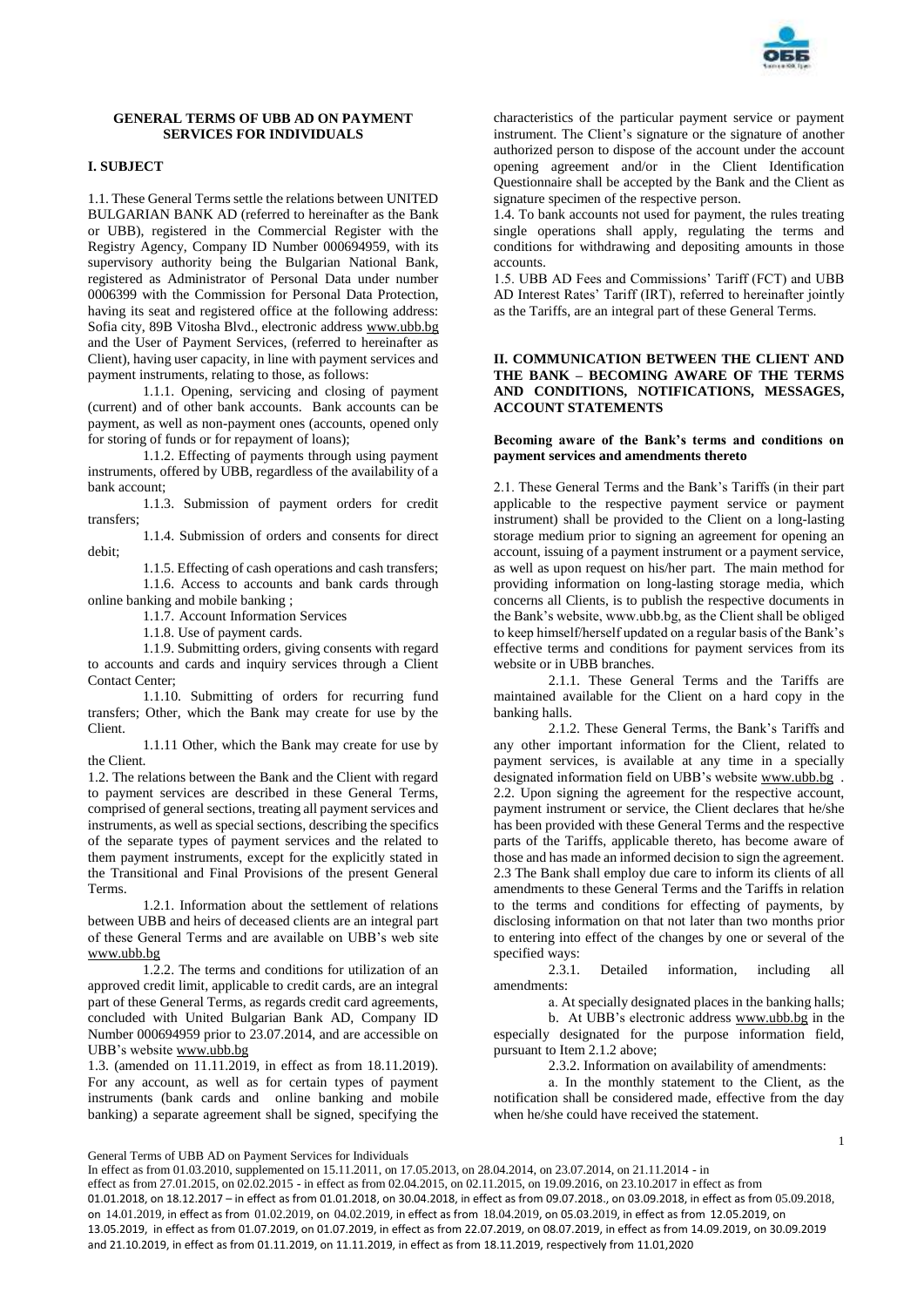## GENERAL TERMS OF UBB AD ON PAYMENT SERVICES FOR INDIVIDUALS

### I. SUBJECT

1.1. These General Terms settle the relations between UNITED BULGARIAN BANK AD (referred to hereinafter as the Bank or UBB), registered in the Commercial Register with the Registry Agency, Company ID Number 000694959, with its supervisory authority being the Bulgarian National Bank, registered as Administrator of Personal Data under number 0006399 with the Commission for Personal Data Protection, having its seat and registered office at the following address: Sofia city, 89B Vitosha Blvd., electronic address www.ubb.bg and the User of Payment Services, (referred to hereinafter as Client), having user capacity, in line with payment services and payment instruments, relating to those, as follows:

1.1.1. Opening, servicing and closing of payment (current) and of other bank accounts. Bank accounts can be payment, as well as non-payment ones (accounts, opened only for storing of funds or for repayment of loans);

1.1.2. Effecting of payments through using payment instruments, offered by UBB, regardless of the availability of a bank account;

1.1.3. Submission of payment orders for credit transfers;

1.1.4. Submission of orders and consents for direct debit;

1.1.5. Effecting of cash operations and cash transfers;

1.1.6. Access to accounts and bank cards through online banking and mobile banking ;

1.1.7. Account Information Services

1.1.8. Use of payment cards.

1.1.9. Submitting orders, giving consents with regard to accounts and cards and inquiry services through a Client Contact Center;

1.1.10. Submitting of orders for recurring fund transfers; Other, which the Bank may create for use by the Client.

1.1.11 Other, which the Bank may create for use by the Client.

1.2. The relations between the Bank and the Client with regard to payment services are described in these General Terms, comprised of general sections, treating all payment services and instruments, as well as special sections, describing the specifics of the separate types of payment services and the related to them payment instruments, except for the explicitly stated in the Transitional and Final Provisions of the present General Terms.

1.2.1. Information about the settlement of relations between UBB and heirs of deceased clients are an integral part of these General Terms and are available on UBB's web site www.ubb.bg

1.2.2. The terms and conditions for utilization of an approved credit limit, applicable to credit cards, are an integral part of these General Terms, as regards credit card agreements, concluded with United Bulgarian Bank AD, Company ID Number 000694959 prior to 23.07.2014, and are accessible on UBB's website www.ubb.bg

1.3. (amended on 11.11.2019, in effect as from 18.11.2019). For any account, as well as for certain types of payment instruments (bank cards and online banking and mobile banking) a separate agreement shall be signed, specifying the characteristics of the particular payment service or payment instrument. The Client's signature or the signature of another authorized person to dispose of the account under the account opening agreement and/or in the Client Identification Questionnaire shall be accepted by the Bank and the Client as signature specimen of the respective person.

1.4. To bank accounts not used for payment, the rules treating single operations shall apply, regulating the terms and conditions for withdrawing and depositing amounts in those accounts.

1.5. UBB AD Fees and Commissions' Tariff (FCT) and UBB AD Interest Rates' Tariff (IRT), referred to hereinafter jointly as the Tariffs, are an integral part of these General Terms.

### II. COMMUNICATION BETWEEN THE CLIENT AND THE BANK – BECOMING AWARE OF THE TERMS AND CONDITIONS, NOTIFICATIONS, MESSAGES, ACCOUNT STATEMENTS

**Becoming aware of the Bank's terms and conditions on payment services and amendments thereto**

2.1. These General Terms and the Bank's Tariffs (in their part applicable to the respective payment service or payment instrument) shall be provided to the Client on a long-lasting storage medium prior to signing an agreement for opening an account, issuing of a payment instrument or a payment service, as well as upon request on his/her part. The main method for providing information on long-lasting storage media, which concerns all Clients, is to publish the respective documents in the Bank's website, www.ubb.bg, as the Client shall be obliged to keep himself/herself updated on a regular basis of the Bank's effective terms and conditions for payment services from its website or in UBB branches.

2.1.1. These General Terms and the Tariffs are maintained available for the Client on a hard copy in the banking halls.

2.1.2. These General Terms, the Bank's Tariffs and any other important information for the Client, related to payment services, is available at any time in a specially designated information field on UBB's website www.ubb.bg .

2.2. Upon signing the agreement for the respective account, payment instrument or service, the Client declares that he/she has been provided with these General Terms and the respective parts of the Tariffs, applicable thereto, has become aware of those and has made an informed decision to sign the agreement.

2.3 The Bank shall employ due care to inform its clients of all amendments to these General Terms and the Tariffs in relation to the terms and conditions for effecting of payments, by disclosing information on that not later than two months prior to entering into effect of the changes by one or several of the specified ways:

2.3.1. Detailed information, including all amendments:

a. At specially designated places in the banking halls;

b. At UBB's electronic address www.ubb.bg in the especially designated for the purpose information field, pursuant to Item 2.1.2 above;

2.3.2. Information on availability of amendments:

a. In the monthly statement to the Client, as the notification shall be considered made, effective from the day when he/she could have received the statement.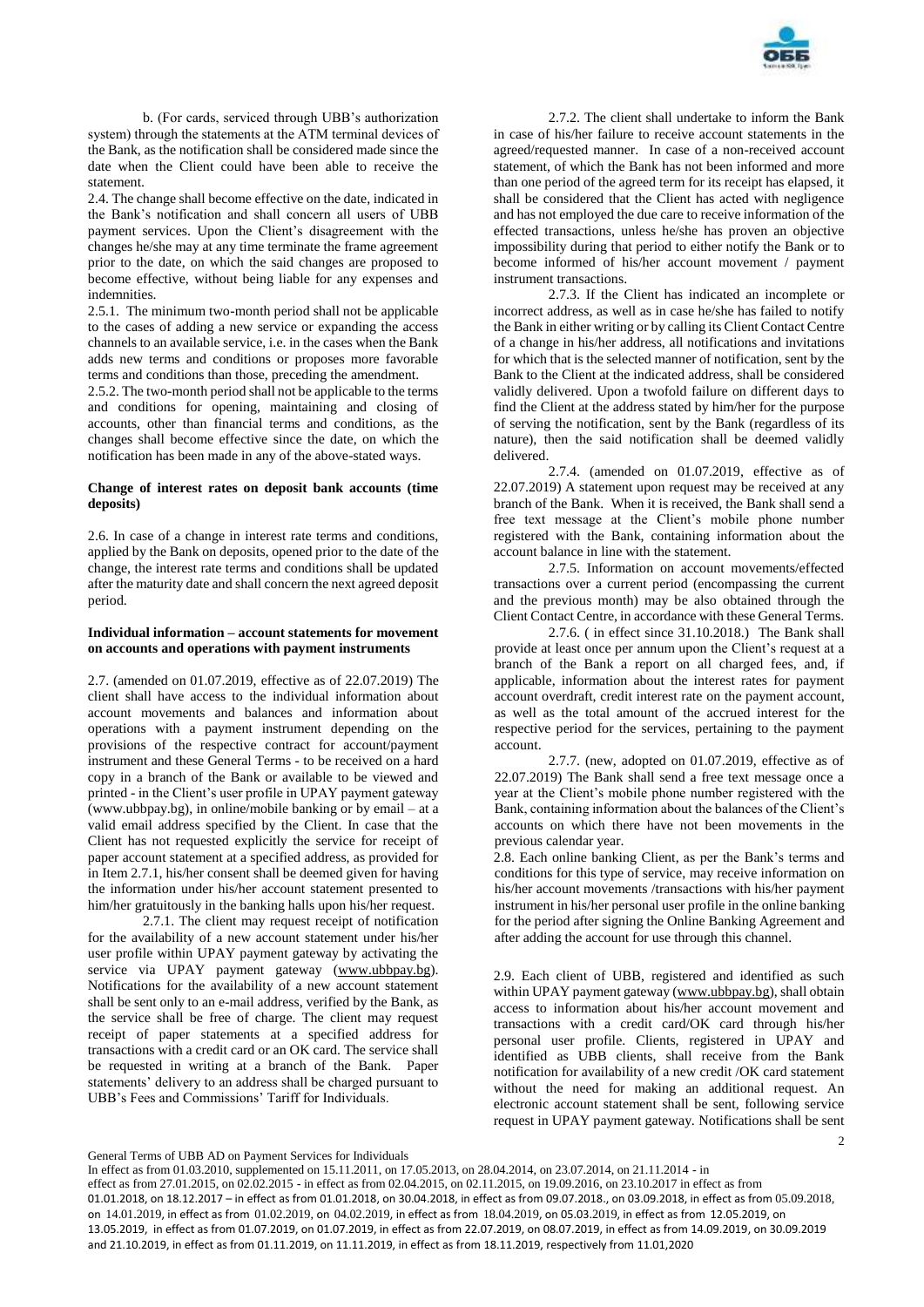b. (For cards, serviced through UBB's authorization system) through the statements at the ATM terminal devices of the Bank, as the notification shall be considered made since the date when the Client could have been able to receive the statement.

2.4. The change shall become effective on the date, indicated in the Bank's notification and shall concern all users of UBB payment services. Upon the Client's disagreement with the changes he/she may at any time terminate the frame agreement prior to the date, on which the said changes are proposed to become effective, without being liable for any expenses and indemnities.

2.5.1. The minimum two-month period shall not be applicable to the cases of adding a new service or expanding the access channels to an available service, i.e. in the cases when the Bank adds new terms and conditions or proposes more favorable terms and conditions than those, preceding the amendment.

2.5.2. The two-month period shall not be applicable to the terms and conditions for opening, maintaining and closing of accounts, other than financial terms and conditions, as the changes shall become effective since the date, on which the notification has been made in any of the above-stated ways.

**Change of interest rates on deposit bank accounts (time deposits)**

2.6. In case of a change in interest rate terms and conditions, applied by the Bank on deposits, opened prior to the date of the change, the interest rate terms and conditions shall be updated after the maturity date and shall concern the next agreed deposit period.

**Individual information – account statements for movement on accounts and operations with payment instruments**

2.7. (amended on 01.07.2019, effective as of 22.07.2019) The client shall have access to the individual information about account movements and balances and information about operations with a payment instrument depending on the provisions of the respective contract for account/payment instrument and these General Terms - to be received on a hard copy in a branch of the Bank or available to be viewed and printed - in the Client's user profile in UPAY payment gateway (www.ubbpay.bg), in online/mobile banking or by email – at a valid email address specified by the Client. In case that the Client has not requested explicitly the service for receipt of paper account statement at a specified address, as provided for in Item 2.7.1, his/her consent shall be deemed given for having the information under his/her account statement presented to him/her gratuitously in the banking halls upon his/her request.

2.7.1. The client may request receipt of notification for the availability of a new account statement under his/her user profile within UPAY payment gateway by activating the service via UPAY payment gateway (www.ubbpay.bg). Notifications for the availability of a new account statement shall be sent only to an e-mail address, verified by the Bank, as the service shall be free of charge. The client may request receipt of paper statements at a specified address for transactions with a credit card or an OK card. The service shall be requested in writing at a branch of the Bank. Paper statements' delivery to an address shall be charged pursuant to UBB's Fees and Commissions' Tariff for Individuals.

2.7.2. The client shall undertake to inform the Bank in case of his/her failure to receive account statements in the agreed/requested manner. In case of a non-received account statement, of which the Bank has not been informed and more than one period of the agreed term for its receipt has elapsed, it shall be considered that the Client has acted with negligence and has not employed the due care to receive information of the effected transactions, unless he/she has proven an objective impossibility during that period to either notify the Bank or to become informed of his/her account movement / payment instrument transactions.

2.7.3. If the Client has indicated an incomplete or incorrect address, as well as in case he/she has failed to notify the Bank in either writing or by calling its Client Contact Centre of a change in his/her address, all notifications and invitations for which that is the selected manner of notification, sent by the Bank to the Client at the indicated address, shall be considered validly delivered. Upon a twofold failure on different days to find the Client at the address stated by him/her for the purpose of serving the notification, sent by the Bank (regardless of its nature), then the said notification shall be deemed validly delivered.

2.7.4. (amended on 01.07.2019, effective as of 22.07.2019) A statement upon request may be received at any branch of the Bank. When it is received, the Bank shall send a free text message at the Client's mobile phone number registered with the Bank, containing information about the account balance in line with the statement.

2.7.5. Information on account movements/effected transactions over a current period (encompassing the current and the previous month) may be also obtained through the Client Contact Centre, in accordance with these General Terms.

2.7.6. ( in effect since 31.10.2018.) The Bank shall provide at least once per annum upon the Client's request at a branch of the Bank a report on all charged fees, and, if applicable, information about the interest rates for payment account overdraft, credit interest rate on the payment account, as well as the total amount of the accrued interest for the respective period for the services, pertaining to the payment account.

2.7.7. (new, adopted on 01.07.2019, effective as of 22.07.2019) The Bank shall send a free text message once a year at the Client's mobile phone number registered with the Bank, containing information about the balances of the Client's accounts on which there have not been movements in the previous calendar year.

2.8. Each online banking Client, as per the Bank's terms and conditions for this type of service, may receive information on his/her account movements /transactions with his/her payment instrument in his/her personal user profile in the online banking for the period after signing the Online Banking Agreement and after adding the account for use through this channel.

2.9. Each client of UBB, registered and identified as such within UPAY payment gateway (www.ubbpay.bg), shall obtain access to information about his/her account movement and transactions with a credit card/OK card through his/her personal user profile. Clients, registered in UPAY and identified as UBB clients, shall receive from the Bank notification for availability of a new credit /OK card statement without the need for making an additional request. An electronic account statement shall be sent, following service request in UPAY payment gateway. Notifications shall be sent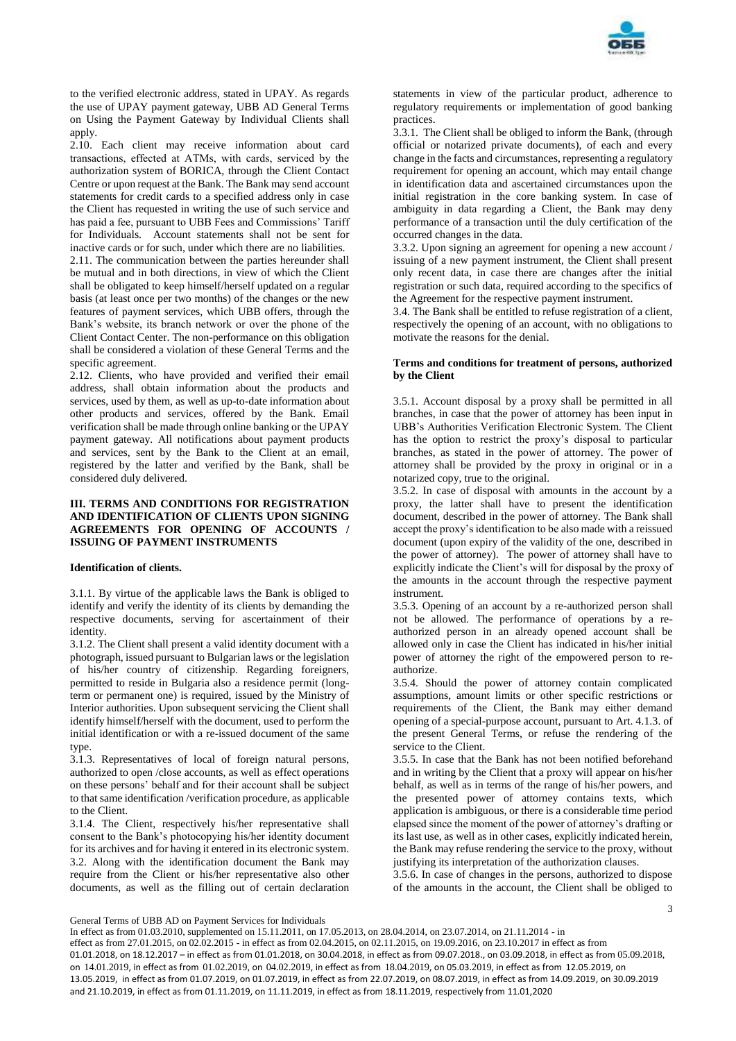to the verified electronic address, stated in UPAY. As regards the use of UPAY payment gateway, UBB AD General Terms on Using the Payment Gateway by Individual Clients shall apply.

2.10. Each client may receive information about card transactions, effected at ATMs, with cards, serviced by the authorization system of BORICA, through the Client Contact Centre or upon request at the Bank. The Bank may send account statements for credit cards to a specified address only in case the Client has requested in writing the use of such service and has paid a fee, pursuant to UBB Fees and Commissions' Tariff for Individuals. Account statements shall not be sent for inactive cards or for such, under which there are no liabilities.

2.11. The communication between the parties hereunder shall be mutual and in both directions, in view of which the Client shall be obligated to keep himself/herself updated on a regular basis (at least once per two months) of the changes or the new features of payment services, which UBB offers, through the Bank's website, its branch network or over the phone of the Client Contact Center. The non-performance on this obligation shall be considered a violation of these General Terms and the specific agreement.

2.12. Clients, who have provided and verified their email address, shall obtain information about the products and services, used by them, as well as up-to-date information about other products and services, offered by the Bank. Email verification shall be made through online banking or the UPAY payment gateway. All notifications about payment products and services, sent by the Bank to the Client at an email, registered by the latter and verified by the Bank, shall be considered duly delivered.

## III. TERMS AND CONDITIONS FOR REGISTRATION AND IDENTIFICATION OF CLIENTS UPON SIGNING AGREEMENTS FOR OPENING OF ACCOUNTS / ISSUING OF PAYMENT INSTRUMENTS

**Identification of clients.**

3.1.1. By virtue of the applicable laws the Bank is obliged to identify and verify the identity of its clients by demanding the respective documents, serving for ascertainment of their identity.

3.1.2. The Client shall present a valid identity document with a photograph, issued pursuant to Bulgarian laws or the legislation of his/her country of citizenship. Regarding foreigners, permitted to reside in Bulgaria also a residence permit (long-term or permanent one) is required, issued by the Ministry of Interior authorities. Upon subsequent servicing the Client shall identify himself/herself with the document, used to perform the initial identification or with a re-issued document of the same type.

3.1.3. Representatives of local of foreign natural persons, authorized to open /close accounts, as well as effect operations on these persons' behalf and for their account shall be subject to that same identification /verification procedure, as applicable to the Client.

3.1.4. The Client, respectively his/her representative shall consent to the Bank's photocopying his/her identity document for its archives and for having it entered in its electronic system.

3.2. Along with the identification document the Bank may require from the Client or his/her representative also other documents, as well as the filling out of certain declaration statements in view of the particular product, adherence to regulatory requirements or implementation of good banking practices.

3.3.1. The Client shall be obliged to inform the Bank, (through official or notarized private documents), of each and every change in the facts and circumstances, representing a regulatory requirement for opening an account, which may entail change in identification data and ascertained circumstances upon the initial registration in the core banking system. In case of ambiguity in data regarding a Client, the Bank may deny performance of a transaction until the duly certification of the occurred changes in the data.

3.3.2. Upon signing an agreement for opening a new account / issuing of a new payment instrument, the Client shall present only recent data, in case there are changes after the initial registration or such data, required according to the specifics of the Agreement for the respective payment instrument.

3.4. The Bank shall be entitled to refuse registration of a client, respectively the opening of an account, with no obligations to motivate the reasons for the denial.

**Terms and conditions for treatment of persons, authorized by the Client**

3.5.1. Account disposal by a proxy shall be permitted in all branches, in case that the power of attorney has been input in UBB's Authorities Verification Electronic System. The Client has the option to restrict the proxy's disposal to particular branches, as stated in the power of attorney. The power of attorney shall be provided by the proxy in original or in a notarized copy, true to the original.

3.5.2. In case of disposal with amounts in the account by a proxy, the latter shall have to present the identification document, described in the power of attorney. The Bank shall accept the proxy's identification to be also made with a reissued document (upon expiry of the validity of the one, described in the power of attorney). The power of attorney shall have to explicitly indicate the Client's will for disposal by the proxy of the amounts in the account through the respective payment instrument.

3.5.3. Opening of an account by a re-authorized person shall not be allowed. The performance of operations by a re-authorized person in an already opened account shall be allowed only in case the Client has indicated in his/her initial power of attorney the right of the empowered person to re-authorize.

3.5.4. Should the power of attorney contain complicated assumptions, amount limits or other specific restrictions or requirements of the Client, the Bank may either demand opening of a special-purpose account, pursuant to Art. 4.1.3. of the present General Terms, or refuse the rendering of the service to the Client.

3.5.5. In case that the Bank has not been notified beforehand and in writing by the Client that a proxy will appear on his/her behalf, as well as in terms of the range of his/her powers, and the presented power of attorney contains texts, which application is ambiguous, or there is a considerable time period elapsed since the moment of the power of attorney's drafting or its last use, as well as in other cases, explicitly indicated herein, the Bank may refuse rendering the service to the proxy, without justifying its interpretation of the authorization clauses.

3.5.6. In case of changes in the persons, authorized to dispose of the amounts in the account, the Client shall be obliged to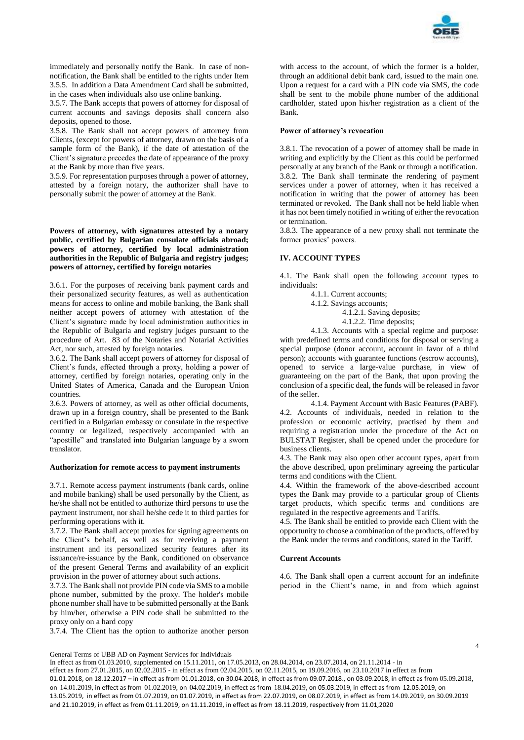immediately and personally notify the Bank. In case of non-notification, the Bank shall be entitled to the rights under Item 3.5.5. In addition a Data Amendment Card shall be submitted, in the cases when individuals also use online banking.

3.5.7. The Bank accepts that powers of attorney for disposal of current accounts and savings deposits shall concern also deposits, opened to those.

3.5.8. The Bank shall not accept powers of attorney from Clients, (except for powers of attorney, drawn on the basis of a sample form of the Bank), if the date of attestation of the Client's signature precedes the date of appearance of the proxy at the Bank by more than five years.

3.5.9. For representation purposes through a power of attorney, attested by a foreign notary, the authorizer shall have to personally submit the power of attorney at the Bank.

**Powers of attorney, with signatures attested by a notary public, certified by Bulgarian consulate officials abroad; powers of attorney, certified by local administration authorities in the Republic of Bulgaria and registry judges; powers of attorney, certified by foreign notaries**

3.6.1. For the purposes of receiving bank payment cards and their personalized security features, as well as authentication means for access to online and mobile banking, the Bank shall neither accept powers of attorney with attestation of the Client's signature made by local administration authorities in the Republic of Bulgaria and registry judges pursuant to the procedure of Art. 83 of the Notaries and Notarial Activities Act, nor such, attested by foreign notaries.

3.6.2. The Bank shall accept powers of attorney for disposal of Client's funds, effected through a proxy, holding a power of attorney, certified by foreign notaries, operating only in the United States of America, Canada and the European Union countries.

3.6.3. Powers of attorney, as well as other official documents, drawn up in a foreign country, shall be presented to the Bank certified in a Bulgarian embassy or consulate in the respective country or legalized, respectively accompanied with an "apostille" and translated into Bulgarian language by a sworn translator.

**Authorization for remote access to payment instruments**

3.7.1. Remote access payment instruments (bank cards, online and mobile banking) shall be used personally by the Client, as he/she shall not be entitled to authorize third persons to use the payment instrument, nor shall he/she cede it to third parties for performing operations with it.

3.7.2. The Bank shall accept proxies for signing agreements on the Client's behalf, as well as for receiving a payment instrument and its personalized security features after its issuance/re-issuance by the Bank, conditioned on observance of the present General Terms and availability of an explicit provision in the power of attorney about such actions.

3.7.3. The Bank shall not provide PIN code via SMS to a mobile phone number, submitted by the proxy. The holder's mobile phone number shall have to be submitted personally at the Bank by him/her, otherwise a PIN code shall be submitted to the proxy only on a hard copy

3.7.4. The Client has the option to authorize another person with access to the account, of which the former is a holder, through an additional debit bank card, issued to the main one. Upon a request for a card with a PIN code via SMS, the code shall be sent to the mobile phone number of the additional cardholder, stated upon his/her registration as a client of the Bank.

**Power of attorney's revocation**

3.8.1. The revocation of a power of attorney shall be made in writing and explicitly by the Client as this could be performed personally at any branch of the Bank or through a notification.

3.8.2. The Bank shall terminate the rendering of payment services under a power of attorney, when it has received a notification in writing that the power of attorney has been terminated or revoked. The Bank shall not be held liable when it has not been timely notified in writing of either the revocation or termination.

3.8.3. The appearance of a new proxy shall not terminate the former proxies' powers.

## IV. ACCOUNT TYPES

4.1. The Bank shall open the following account types to individuals:

- 4.1.1. Current accounts;
- 4.1.2. Savings accounts;
  - 4.1.2.1. Saving deposits;
  - 4.1.2.2. Time deposits;
- 4.1.3. Accounts with a special regime and purpose: with predefined terms and conditions for disposal or serving a special purpose (donor account, account in favor of a third person); accounts with guarantee functions (escrow accounts), opened to service a large-value purchase, in view of guaranteeing on the part of the Bank, that upon proving the conclusion of a specific deal, the funds will be released in favor of the seller.
- 4.1.4. Payment Account with Basic Features (PABF).

4.2. Accounts of individuals, needed in relation to the profession or economic activity, practised by them and requiring a registration under the procedure of the Act on BULSTAT Register, shall be opened under the procedure for business clients.

4.3. The Bank may also open other account types, apart from the above described, upon preliminary agreeing the particular terms and conditions with the Client.

4.4. Within the framework of the above-described account types the Bank may provide to a particular group of Clients target products, which specific terms and conditions are regulated in the respective agreements and Tariffs.

4.5. The Bank shall be entitled to provide each Client with the opportunity to choose a combination of the products, offered by the Bank under the terms and conditions, stated in the Tariff.

**Current Accounts**

4.6. The Bank shall open a current account for an indefinite period in the Client's name, in and from which against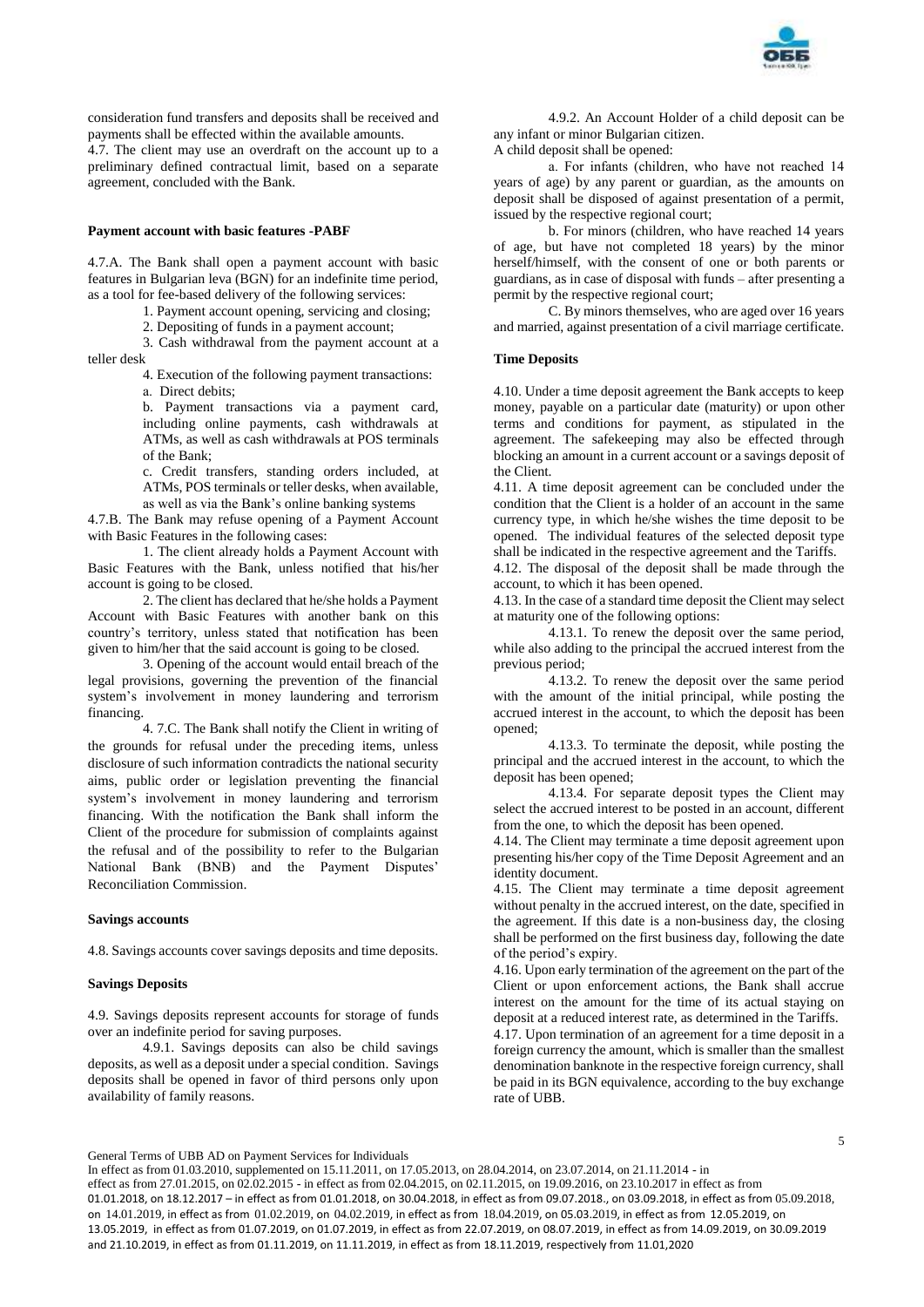consideration fund transfers and deposits shall be received and payments shall be effected within the available amounts.

4.7. The client may use an overdraft on the account up to a preliminary defined contractual limit, based on a separate agreement, concluded with the Bank.

**Payment account with basic features -PABF**

4.7.A. The Bank shall open a payment account with basic features in Bulgarian leva (BGN) for an indefinite time period, as a tool for fee-based delivery of the following services:

1. Payment account opening, servicing and closing;
2. Depositing of funds in a payment account;
3. Cash withdrawal from the payment account at a teller desk
4. Execution of the following payment transactions:
   a. Direct debits;
   b. Payment transactions via a payment card, including online payments, cash withdrawals at ATMs, as well as cash withdrawals at POS terminals of the Bank;
   c. Credit transfers, standing orders included, at ATMs, POS terminals or teller desks, when available, as well as via the Bank's online banking systems

4.7.B. The Bank may refuse opening of a Payment Account with Basic Features in the following cases:

1. The client already holds a Payment Account with Basic Features with the Bank, unless notified that his/her account is going to be closed.

2. The client has declared that he/she holds a Payment Account with Basic Features with another bank on this country's territory, unless stated that notification has been given to him/her that the said account is going to be closed.

3. Opening of the account would entail breach of the legal provisions, governing the prevention of the financial system's involvement in money laundering and terrorism financing.

4. 7.C. The Bank shall notify the Client in writing of the grounds for refusal under the preceding items, unless disclosure of such information contradicts the national security aims, public order or legislation preventing the financial system's involvement in money laundering and terrorism financing. With the notification the Bank shall inform the Client of the procedure for submission of complaints against the refusal and of the possibility to refer to the Bulgarian National Bank (BNB) and the Payment Disputes' Reconciliation Commission.

**Savings accounts**

4.8. Savings accounts cover savings deposits and time deposits.

**Savings Deposits**

4.9. Savings deposits represent accounts for storage of funds over an indefinite period for saving purposes.

4.9.1. Savings deposits can also be child savings deposits, as well as a deposit under a special condition. Savings deposits shall be opened in favor of third persons only upon availability of family reasons.

4.9.2. An Account Holder of a child deposit can be any infant or minor Bulgarian citizen.

A child deposit shall be opened:

a. For infants (children, who have not reached 14 years of age) by any parent or guardian, as the amounts on deposit shall be disposed of against presentation of a permit, issued by the respective regional court;

b. For minors (children, who have reached 14 years of age, but have not completed 18 years) by the minor herself/himself, with the consent of one or both parents or guardians, as in case of disposal with funds – after presenting a permit by the respective regional court;

C. By minors themselves, who are aged over 16 years and married, against presentation of a civil marriage certificate.

**Time Deposits**

4.10. Under a time deposit agreement the Bank accepts to keep money, payable on a particular date (maturity) or upon other terms and conditions for payment, as stipulated in the agreement. The safekeeping may also be effected through blocking an amount in a current account or a savings deposit of the Client.

4.11. A time deposit agreement can be concluded under the condition that the Client is a holder of an account in the same currency type, in which he/she wishes the time deposit to be opened. The individual features of the selected deposit type shall be indicated in the respective agreement and the Tariffs.

4.12. The disposal of the deposit shall be made through the account, to which it has been opened.

4.13. In the case of a standard time deposit the Client may select at maturity one of the following options:

4.13.1. To renew the deposit over the same period, while also adding to the principal the accrued interest from the previous period;

4.13.2. To renew the deposit over the same period with the amount of the initial principal, while posting the accrued interest in the account, to which the deposit has been opened;

4.13.3. To terminate the deposit, while posting the principal and the accrued interest in the account, to which the deposit has been opened;

4.13.4. For separate deposit types the Client may select the accrued interest to be posted in an account, different from the one, to which the deposit has been opened.

4.14. The Client may terminate a time deposit agreement upon presenting his/her copy of the Time Deposit Agreement and an identity document.

4.15. The Client may terminate a time deposit agreement without penalty in the accrued interest, on the date, specified in the agreement. If this date is a non-business day, the closing shall be performed on the first business day, following the date of the period's expiry.

4.16. Upon early termination of the agreement on the part of the Client or upon enforcement actions, the Bank shall accrue interest on the amount for the time of its actual staying on deposit at a reduced interest rate, as determined in the Tariffs.

4.17. Upon termination of an agreement for a time deposit in a foreign currency the amount, which is smaller than the smallest denomination banknote in the respective foreign currency, shall be paid in its BGN equivalence, according to the buy exchange rate of UBB.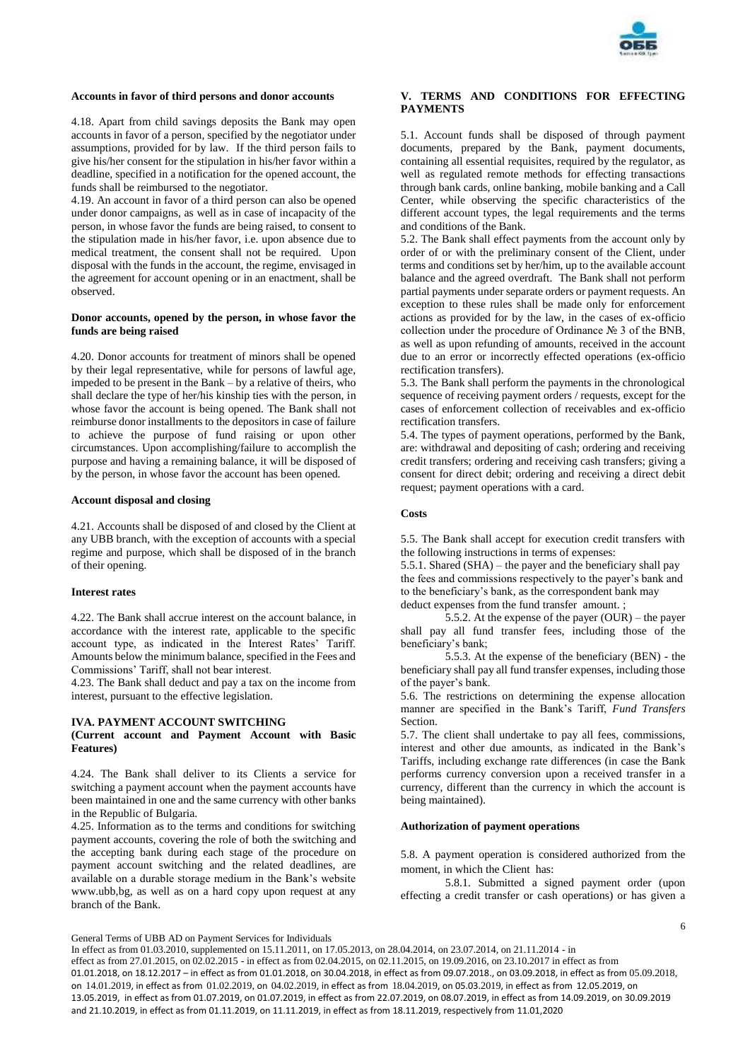**Accounts in favor of third persons and donor accounts**

4.18. Apart from child savings deposits the Bank may open accounts in favor of a person, specified by the negotiator under assumptions, provided for by law. If the third person fails to give his/her consent for the stipulation in his/her favor within a deadline, specified in a notification for the opened account, the funds shall be reimbursed to the negotiator.

4.19. An account in favor of a third person can also be opened under donor campaigns, as well as in case of incapacity of the person, in whose favor the funds are being raised, to consent to the stipulation made in his/her favor, i.e. upon absence due to medical treatment, the consent shall not be required. Upon disposal with the funds in the account, the regime, envisaged in the agreement for account opening or in an enactment, shall be observed.

**Donor accounts, opened by the person, in whose favor the funds are being raised**

4.20. Donor accounts for treatment of minors shall be opened by their legal representative, while for persons of lawful age, impeded to be present in the Bank – by a relative of theirs, who shall declare the type of her/his kinship ties with the person, in whose favor the account is being opened. The Bank shall not reimburse donor installments to the depositors in case of failure to achieve the purpose of fund raising or upon other circumstances. Upon accomplishing/failure to accomplish the purpose and having a remaining balance, it will be disposed of by the person, in whose favor the account has been opened.

**Account disposal and closing**

4.21. Accounts shall be disposed of and closed by the Client at any UBB branch, with the exception of accounts with a special regime and purpose, which shall be disposed of in the branch of their opening.

**Interest rates**

4.22. The Bank shall accrue interest on the account balance, in accordance with the interest rate, applicable to the specific account type, as indicated in the Interest Rates' Tariff. Amounts below the minimum balance, specified in the Fees and Commissions' Tariff, shall not bear interest.

4.23. The Bank shall deduct and pay a tax on the income from interest, pursuant to the effective legislation.

**IVA. PAYMENT ACCOUNT SWITCHING**
**(Current account and Payment Account with Basic Features)**

4.24. The Bank shall deliver to its Clients a service for switching a payment account when the payment accounts have been maintained in one and the same currency with other banks in the Republic of Bulgaria.

4.25. Information as to the terms and conditions for switching payment accounts, covering the role of both the switching and the accepting bank during each stage of the procedure on payment account switching and the related deadlines, are available on a durable storage medium in the Bank's website www.ubb,bg, as well as on a hard copy upon request at any branch of the Bank.

**V. TERMS AND CONDITIONS FOR EFFECTING PAYMENTS**

5.1. Account funds shall be disposed of through payment documents, prepared by the Bank, payment documents, containing all essential requisites, required by the regulator, as well as regulated remote methods for effecting transactions through bank cards, online banking, mobile banking and a Call Center, while observing the specific characteristics of the different account types, the legal requirements and the terms and conditions of the Bank.

5.2. The Bank shall effect payments from the account only by order of or with the preliminary consent of the Client, under terms and conditions set by her/him, up to the available account balance and the agreed overdraft. The Bank shall not perform partial payments under separate orders or payment requests. An exception to these rules shall be made only for enforcement actions as provided for by the law, in the cases of ex-officio collection under the procedure of Ordinance № 3 of the BNB, as well as upon refunding of amounts, received in the account due to an error or incorrectly effected operations (ex-officio rectification transfers).

5.3. The Bank shall perform the payments in the chronological sequence of receiving payment orders / requests, except for the cases of enforcement collection of receivables and ex-officio rectification transfers.

5.4. The types of payment operations, performed by the Bank, are: withdrawal and depositing of cash; ordering and receiving credit transfers; ordering and receiving cash transfers; giving a consent for direct debit; ordering and receiving a direct debit request; payment operations with a card.

**Costs**

5.5. The Bank shall accept for execution credit transfers with the following instructions in terms of expenses:

5.5.1. Shared (SHA) – the payer and the beneficiary shall pay the fees and commissions respectively to the payer's bank and to the beneficiary's bank, as the correspondent bank may deduct expenses from the fund transfer amount. ;

5.5.2. At the expense of the payer (OUR) – the payer shall pay all fund transfer fees, including those of the beneficiary's bank;

5.5.3. At the expense of the beneficiary (BEN) - the beneficiary shall pay all fund transfer expenses, including those of the payer's bank.

5.6. The restrictions on determining the expense allocation manner are specified in the Bank's Tariff, *Fund Transfers* Section.

5.7. The client shall undertake to pay all fees, commissions, interest and other due amounts, as indicated in the Bank's Tariffs, including exchange rate differences (in case the Bank performs currency conversion upon a received transfer in a currency, different than the currency in which the account is being maintained).

**Authorization of payment operations**

5.8. A payment operation is considered authorized from the moment, in which the Client has:

5.8.1. Submitted a signed payment order (upon effecting a credit transfer or cash operations) or has given a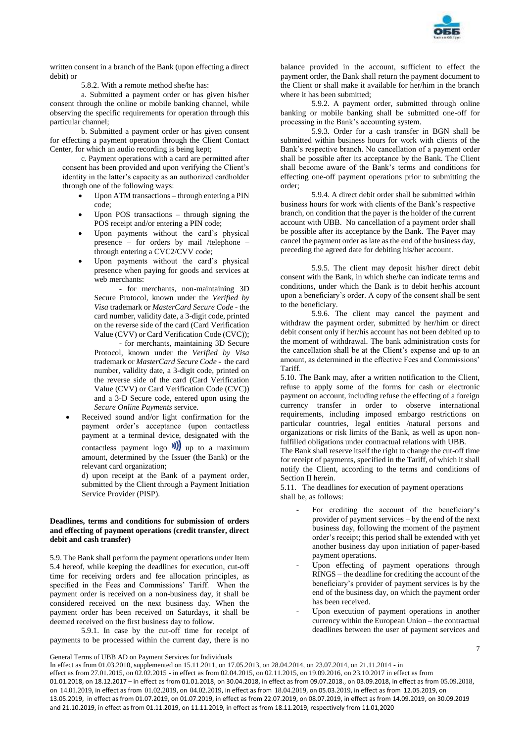written consent in a branch of the Bank (upon effecting a direct debit) or

5.8.2. With a remote method she/he has:

a. Submitted a payment order or has given his/her consent through the online or mobile banking channel, while observing the specific requirements for operation through this particular channel;

b. Submitted a payment order or has given consent for effecting a payment operation through the Client Contact Center, for which an audio recording is being kept;

c. Payment operations with a card are permitted after consent has been provided and upon verifying the Client's identity in the latter's capacity as an authorized cardholder through one of the following ways:

- Upon ATM transactions – through entering a PIN code;
- Upon POS transactions – through signing the POS receipt and/or entering a PIN code;
- Upon payments without the card's physical presence – for orders by mail /telephone – through entering a CVC2/CVV code;
- Upon payments without the card's physical presence when paying for goods and services at web merchants:
  - for merchants, non-maintaining 3D Secure Protocol, known under the *Verified by Visa* trademark or *MasterCard Secure Code* - the card number, validity date, a 3-digit code, printed on the reverse side of the card (Card Verification Value (CVV) or Card Verification Code (CVC));
  - for merchants, maintaining 3D Secure Protocol, known under the *Verified by Visa* trademark or *MasterCard Secure Code* - the card number, validity date, a 3-digit code, printed on the reverse side of the card (Card Verification Value (CVV) or Card Verification Code (CVC)) and a 3-D Secure code, entered upon using the *Secure Online Payments* service.
- Received sound and/or light confirmation for the payment order's acceptance (upon contactless payment at a terminal device, designated with the contactless payment logo up to a maximum amount, determined by the Issuer (the Bank) or the relevant card organization;

d) upon receipt at the Bank of a payment order, submitted by the Client through a Payment Initiation Service Provider (PISP).

**Deadlines, terms and conditions for submission of orders and effecting of payment operations (credit transfer, direct debit and cash transfer)**

5.9. The Bank shall perform the payment operations under Item 5.4 hereof, while keeping the deadlines for execution, cut-off time for receiving orders and fee allocation principles, as specified in the Fees and Commissions' Tariff. When the payment order is received on a non-business day, it shall be considered received on the next business day. When the payment order has been received on Saturdays, it shall be deemed received on the first business day to follow.

5.9.1. In case by the cut-off time for receipt of payments to be processed within the current day, there is no balance provided in the account, sufficient to effect the payment order, the Bank shall return the payment document to the Client or shall make it available for her/him in the branch where it has been submitted;

5.9.2. A payment order, submitted through online banking or mobile banking shall be submitted one-off for processing in the Bank's accounting system.

5.9.3. Order for a cash transfer in BGN shall be submitted within business hours for work with clients of the Bank's respective branch. No cancellation of a payment order shall be possible after its acceptance by the Bank. The Client shall become aware of the Bank's terms and conditions for effecting one-off payment operations prior to submitting the order;

5.9.4. A direct debit order shall be submitted within business hours for work with clients of the Bank's respective branch, on condition that the payer is the holder of the current account with UBB. No cancellation of a payment order shall be possible after its acceptance by the Bank. The Payer may cancel the payment order as late as the end of the business day, preceding the agreed date for debiting his/her account.

5.9.5. The client may deposit his/her direct debit consent with the Bank, in which she/he can indicate terms and conditions, under which the Bank is to debit her/his account upon a beneficiary's order. A copy of the consent shall be sent to the beneficiary.

5.9.6. The client may cancel the payment and withdraw the payment order, submitted by her/him or direct debit consent only if her/his account has not been debited up to the moment of withdrawal. The bank administration costs for the cancellation shall be at the Client's expense and up to an amount, as determined in the effective Fees and Commissions' Tariff.

5.10. The Bank may, after a written notification to the Client, refuse to apply some of the forms for cash or electronic payment on account, including refuse the effecting of a foreign currency transfer in order to observe international requirements, including imposed embargo restrictions on particular countries, legal entities /natural persons and organizations or risk limits of the Bank, as well as upon non-fulfilled obligations under contractual relations with UBB.

The Bank shall reserve itself the right to change the cut-off time for receipt of payments, specified in the Tariff, of which it shall notify the Client, according to the terms and conditions of Section II herein.

5.11. The deadlines for execution of payment operations shall be, as follows:

- For crediting the account of the beneficiary's provider of payment services – by the end of the next business day, following the moment of the payment order's receipt; this period shall be extended with yet another business day upon initiation of paper-based payment operations.
- Upon effecting of payment operations through RINGS – the deadline for crediting the account of the beneficiary's provider of payment services is by the end of the business day, on which the payment order has been received.
- Upon execution of payment operations in another currency within the European Union – the contractual deadlines between the user of payment services and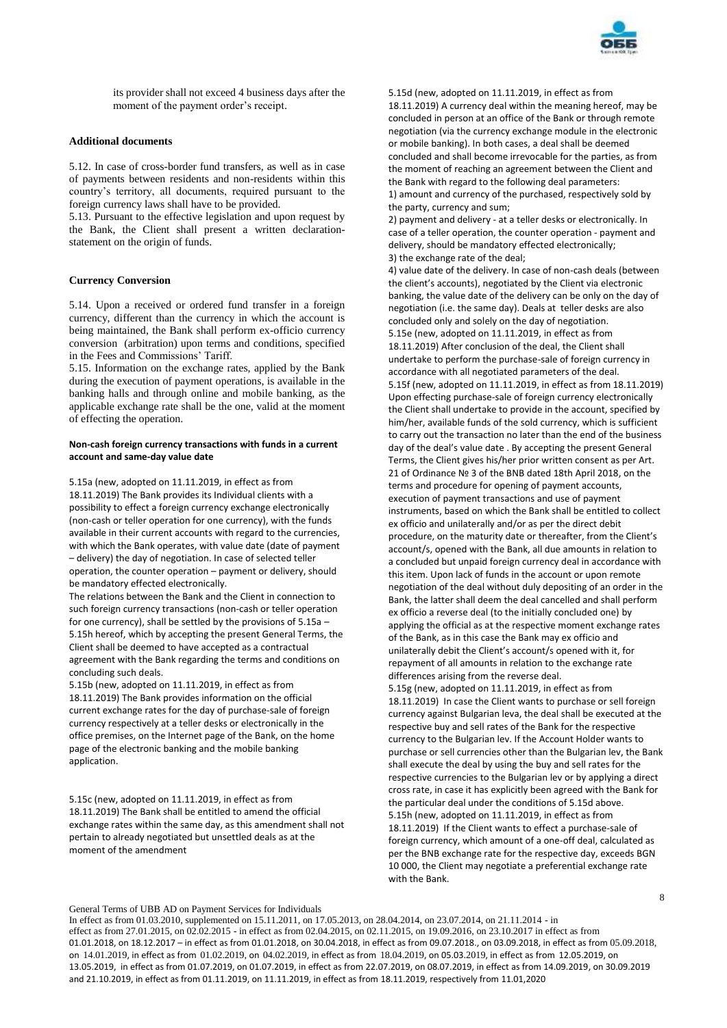its provider shall not exceed 4 business days after the moment of the payment order's receipt.

**Additional documents**

5.12. In case of cross-border fund transfers, as well as in case of payments between residents and non-residents within this country's territory, all documents, required pursuant to the foreign currency laws shall have to be provided.

5.13. Pursuant to the effective legislation and upon request by the Bank, the Client shall present a written declaration-statement on the origin of funds.

**Currency Conversion**

5.14. Upon a received or ordered fund transfer in a foreign currency, different than the currency in which the account is being maintained, the Bank shall perform ex-officio currency conversion (arbitration) upon terms and conditions, specified in the Fees and Commissions' Tariff.

5.15. Information on the exchange rates, applied by the Bank during the execution of payment operations, is available in the banking halls and through online and mobile banking, as the applicable exchange rate shall be the one, valid at the moment of effecting the operation.

**Non-cash foreign currency transactions with funds in a current account and same-day value date**

5.15a (new, adopted on 11.11.2019, in effect as from 18.11.2019) The Bank provides its Individual clients with a possibility to effect a foreign currency exchange electronically (non-cash or teller operation for one currency), with the funds available in their current accounts with regard to the currencies, with which the Bank operates, with value date (date of payment – delivery) the day of negotiation. In case of selected teller operation, the counter operation – payment or delivery, should be mandatory effected electronically.

The relations between the Bank and the Client in connection to such foreign currency transactions (non-cash or teller operation for one currency), shall be settled by the provisions of 5.15a – 5.15h hereof, which by accepting the present General Terms, the Client shall be deemed to have accepted as a contractual agreement with the Bank regarding the terms and conditions on concluding such deals.

5.15b (new, adopted on 11.11.2019, in effect as from 18.11.2019) The Bank provides information on the official current exchange rates for the day of purchase-sale of foreign currency respectively at a teller desks or electronically in the office premises, on the Internet page of the Bank, on the home page of the electronic banking and the mobile banking application.

5.15c (new, adopted on 11.11.2019, in effect as from 18.11.2019) The Bank shall be entitled to amend the official exchange rates within the same day, as this amendment shall not pertain to already negotiated but unsettled deals as at the moment of the amendment

5.15d (new, adopted on 11.11.2019, in effect as from 18.11.2019) A currency deal within the meaning hereof, may be concluded in person at an office of the Bank or through remote negotiation (via the currency exchange module in the electronic or mobile banking). In both cases, a deal shall be deemed concluded and shall become irrevocable for the parties, as from the moment of reaching an agreement between the Client and the Bank with regard to the following deal parameters:

1) amount and currency of the purchased, respectively sold by the party, currency and sum;
2) payment and delivery - at a teller desks or electronically. In case of a teller operation, the counter operation - payment and delivery, should be mandatory effected electronically;
3) the exchange rate of the deal;
4) value date of the delivery. In case of non-cash deals (between the client's accounts), negotiated by the Client via electronic banking, the value date of the delivery can be only on the day of negotiation (i.e. the same day). Deals at teller desks are also concluded only and solely on the day of negotiation.

5.15e (new, adopted on 11.11.2019, in effect as from 18.11.2019) After conclusion of the deal, the Client shall undertake to perform the purchase-sale of foreign currency in accordance with all negotiated parameters of the deal.

5.15f (new, adopted on 11.11.2019, in effect as from 18.11.2019) Upon effecting purchase-sale of foreign currency electronically the Client shall undertake to provide in the account, specified by him/her, available funds of the sold currency, which is sufficient to carry out the transaction no later than the end of the business day of the deal's value date . By accepting the present General Terms, the Client gives his/her prior written consent as per Art. 21 of Ordinance № 3 of the BNB dated 18th April 2018, on the terms and procedure for opening of payment accounts, execution of payment transactions and use of payment instruments, based on which the Bank shall be entitled to collect ex officio and unilaterally and/or as per the direct debit procedure, on the maturity date or thereafter, from the Client's account/s, opened with the Bank, all due amounts in relation to a concluded but unpaid foreign currency deal in accordance with this item. Upon lack of funds in the account or upon remote negotiation of the deal without duly depositing of an order in the Bank, the latter shall deem the deal cancelled and shall perform ex officio a reverse deal (to the initially concluded one) by applying the official as at the respective moment exchange rates of the Bank, as in this case the Bank may ex officio and unilaterally debit the Client's account/s opened with it, for repayment of all amounts in relation to the exchange rate differences arising from the reverse deal.

5.15g (new, adopted on 11.11.2019, in effect as from 18.11.2019) In case the Client wants to purchase or sell foreign currency against Bulgarian leva, the deal shall be executed at the respective buy and sell rates of the Bank for the respective currency to the Bulgarian lev. If the Account Holder wants to purchase or sell currencies other than the Bulgarian lev, the Bank shall execute the deal by using the buy and sell rates for the respective currencies to the Bulgarian lev or by applying a direct cross rate, in case it has explicitly been agreed with the Bank for the particular deal under the conditions of 5.15d above.

5.15h (new, adopted on 11.11.2019, in effect as from 18.11.2019) If the Client wants to effect a purchase-sale of foreign currency, which amount of a one-off deal, calculated as per the BNB exchange rate for the respective day, exceeds BGN 10 000, the Client may negotiate a preferential exchange rate with the Bank.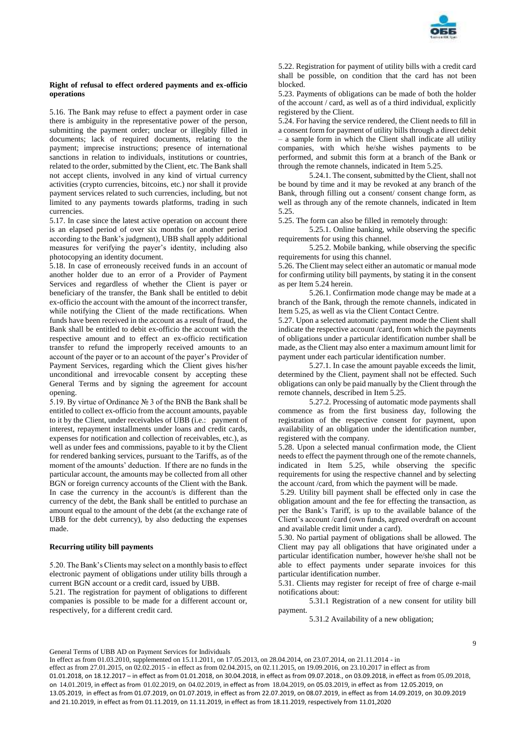**Right of refusal to effect ordered payments and ex-officio operations**

5.16. The Bank may refuse to effect a payment order in case there is ambiguity in the representative power of the person, submitting the payment order; unclear or illegibly filled in documents; lack of required documents, relating to the payment; imprecise instructions; presence of international sanctions in relation to individuals, institutions or countries, related to the order, submitted by the Client, etc. The Bank shall not accept clients, involved in any kind of virtual currency activities (crypto currencies, bitcoins, etc.) nor shall it provide payment services related to such currencies, including, but not limited to any payments towards platforms, trading in such currencies.

5.17. In case since the latest active operation on account there is an elapsed period of over six months (or another period according to the Bank's judgment), UBB shall apply additional measures for verifying the payer's identity, including also photocopying an identity document.

5.18. In case of erroneously received funds in an account of another holder due to an error of a Provider of Payment Services and regardless of whether the Client is payer or beneficiary of the transfer, the Bank shall be entitled to debit ex-officio the account with the amount of the incorrect transfer, while notifying the Client of the made rectifications. When funds have been received in the account as a result of fraud, the Bank shall be entitled to debit ex-officio the account with the respective amount and to effect an ex-officio rectification transfer to refund the improperly received amounts to an account of the payer or to an account of the payer's Provider of Payment Services, regarding which the Client gives his/her unconditional and irrevocable consent by accepting these General Terms and by signing the agreement for account opening.

5.19. By virtue of Ordinance № 3 of the BNB the Bank shall be entitled to collect ex-officio from the account amounts, payable to it by the Client, under receivables of UBB (i.e.: payment of interest, repayment installments under loans and credit cards, expenses for notification and collection of receivables, etc.), as well as under fees and commissions, payable to it by the Client for rendered banking services, pursuant to the Tariffs, as of the moment of the amounts' deduction. If there are no funds in the particular account, the amounts may be collected from all other BGN or foreign currency accounts of the Client with the Bank. In case the currency in the account/s is different than the currency of the debt, the Bank shall be entitled to purchase an amount equal to the amount of the debt (at the exchange rate of UBB for the debt currency), by also deducting the expenses made.

**Recurring utility bill payments**

5.20. The Bank's Clients may select on a monthly basis to effect electronic payment of obligations under utility bills through a current BGN account or a credit card, issued by UBB.

5.21. The registration for payment of obligations to different companies is possible to be made for a different account or, respectively, for a different credit card.

5.22. Registration for payment of utility bills with a credit card shall be possible, on condition that the card has not been blocked.

5.23. Payments of obligations can be made of both the holder of the account / card, as well as of a third individual, explicitly registered by the Client.

5.24. For having the service rendered, the Client needs to fill in a consent form for payment of utility bills through a direct debit – a sample form in which the Client shall indicate all utility companies, with which he/she wishes payments to be performed, and submit this form at a branch of the Bank or through the remote channels, indicated in Item 5.25.

5.24.1. The consent, submitted by the Client, shall not be bound by time and it may be revoked at any branch of the Bank, through filling out a consent/ consent change form, as well as through any of the remote channels, indicated in Item 5.25.

5.25. The form can also be filled in remotely through:

5.25.1. Online banking, while observing the specific requirements for using this channel.

5.25.2. Mobile banking, while observing the specific requirements for using this channel.

5.26. The Client may select either an automatic or manual mode for confirming utility bill payments, by stating it in the consent as per Item 5.24 herein.

5.26.1. Confirmation mode change may be made at a branch of the Bank, through the remote channels, indicated in Item 5.25, as well as via the Client Contact Centre.

5.27. Upon a selected automatic payment mode the Client shall indicate the respective account /card, from which the payments of obligations under a particular identification number shall be made, as the Client may also enter a maximum amount limit for payment under each particular identification number.

5.27.1. In case the amount payable exceeds the limit, determined by the Client, payment shall not be effected. Such obligations can only be paid manually by the Client through the remote channels, described in Item 5.25.

5.27.2. Processing of automatic mode payments shall commence as from the first business day, following the registration of the respective consent for payment, upon availability of an obligation under the identification number, registered with the company.

5.28. Upon a selected manual confirmation mode, the Client needs to effect the payment through one of the remote channels, indicated in Item 5.25, while observing the specific requirements for using the respective channel and by selecting the account /card, from which the payment will be made.

5.29. Utility bill payment shall be effected only in case the obligation amount and the fee for effecting the transaction, as per the Bank's Tariff, is up to the available balance of the Client's account /card (own funds, agreed overdraft on account and available credit limit under a card).

5.30. No partial payment of obligations shall be allowed. The Client may pay all obligations that have originated under a particular identification number, however he/she shall not be able to effect payments under separate invoices for this particular identification number.

5.31. Clients may register for receipt of free of charge e-mail notifications about:

5.31.1 Registration of a new consent for utility bill payment.

5.31.2 Availability of a new obligation;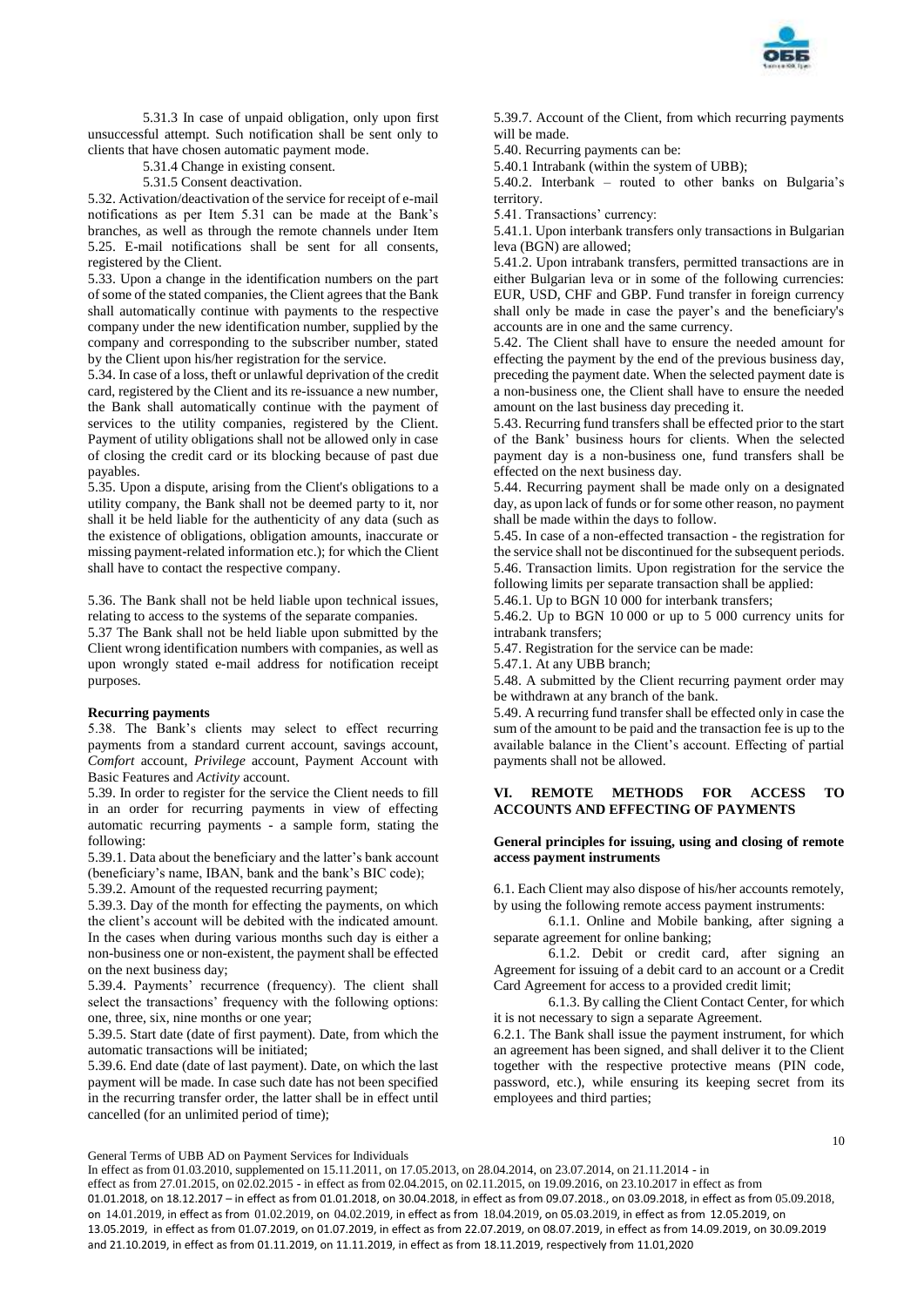5.31.3 In case of unpaid obligation, only upon first unsuccessful attempt. Such notification shall be sent only to clients that have chosen automatic payment mode.

5.31.4 Change in existing consent.

5.31.5 Consent deactivation.

5.32. Activation/deactivation of the service for receipt of e-mail notifications as per Item 5.31 can be made at the Bank's branches, as well as through the remote channels under Item 5.25. E-mail notifications shall be sent for all consents, registered by the Client.

5.33. Upon a change in the identification numbers on the part of some of the stated companies, the Client agrees that the Bank shall automatically continue with payments to the respective company under the new identification number, supplied by the company and corresponding to the subscriber number, stated by the Client upon his/her registration for the service.

5.34. In case of a loss, theft or unlawful deprivation of the credit card, registered by the Client and its re-issuance a new number, the Bank shall automatically continue with the payment of services to the utility companies, registered by the Client. Payment of utility obligations shall not be allowed only in case of closing the credit card or its blocking because of past due payables.

5.35. Upon a dispute, arising from the Client's obligations to a utility company, the Bank shall not be deemed party to it, nor shall it be held liable for the authenticity of any data (such as the existence of obligations, obligation amounts, inaccurate or missing payment-related information etc.); for which the Client shall have to contact the respective company.

5.36. The Bank shall not be held liable upon technical issues, relating to access to the systems of the separate companies.

5.37 The Bank shall not be held liable upon submitted by the Client wrong identification numbers with companies, as well as upon wrongly stated e-mail address for notification receipt purposes.

**Recurring payments**

5.38. The Bank's clients may select to effect recurring payments from a standard current account, savings account, *Comfort* account, *Privilege* account, Payment Account with Basic Features and *Activity* account.

5.39. In order to register for the service the Client needs to fill in an order for recurring payments in view of effecting automatic recurring payments - a sample form, stating the following:

5.39.1. Data about the beneficiary and the latter's bank account (beneficiary's name, IBAN, bank and the bank's BIC code);

5.39.2. Amount of the requested recurring payment;

5.39.3. Day of the month for effecting the payments, on which the client's account will be debited with the indicated amount. In the cases when during various months such day is either a non-business one or non-existent, the payment shall be effected on the next business day;

5.39.4. Payments' recurrence (frequency). The client shall select the transactions' frequency with the following options: one, three, six, nine months or one year;

5.39.5. Start date (date of first payment). Date, from which the automatic transactions will be initiated;

5.39.6. End date (date of last payment). Date, on which the last payment will be made. In case such date has not been specified in the recurring transfer order, the latter shall be in effect until cancelled (for an unlimited period of time);

5.39.7. Account of the Client, from which recurring payments will be made.

5.40. Recurring payments can be:

5.40.1 Intrabank (within the system of UBB);

5.40.2. Interbank – routed to other banks on Bulgaria's territory.

5.41. Transactions' currency:

5.41.1. Upon interbank transfers only transactions in Bulgarian leva (BGN) are allowed;

5.41.2. Upon intrabank transfers, permitted transactions are in either Bulgarian leva or in some of the following currencies: EUR, USD, CHF and GBP. Fund transfer in foreign currency shall only be made in case the payer's and the beneficiary's accounts are in one and the same currency.

5.42. The Client shall have to ensure the needed amount for effecting the payment by the end of the previous business day, preceding the payment date. When the selected payment date is a non-business one, the Client shall have to ensure the needed amount on the last business day preceding it.

5.43. Recurring fund transfers shall be effected prior to the start of the Bank' business hours for clients. When the selected payment day is a non-business one, fund transfers shall be effected on the next business day.

5.44. Recurring payment shall be made only on a designated day, as upon lack of funds or for some other reason, no payment shall be made within the days to follow.

5.45. In case of a non-effected transaction - the registration for the service shall not be discontinued for the subsequent periods.

5.46. Transaction limits. Upon registration for the service the following limits per separate transaction shall be applied:

5.46.1. Up to BGN 10 000 for interbank transfers;

5.46.2. Up to BGN 10 000 or up to 5 000 currency units for intrabank transfers;

5.47. Registration for the service can be made:

5.47.1. At any UBB branch;

5.48. A submitted by the Client recurring payment order may be withdrawn at any branch of the bank.

5.49. A recurring fund transfer shall be effected only in case the sum of the amount to be paid and the transaction fee is up to the available balance in the Client's account. Effecting of partial payments shall not be allowed.

## VI. REMOTE METHODS FOR ACCESS TO ACCOUNTS AND EFFECTING OF PAYMENTS

**General principles for issuing, using and closing of remote access payment instruments**

6.1. Each Client may also dispose of his/her accounts remotely, by using the following remote access payment instruments:

6.1.1. Online and Mobile banking, after signing a separate agreement for online banking;

6.1.2. Debit or credit card, after signing an Agreement for issuing of a debit card to an account or a Credit Card Agreement for access to a provided credit limit;

6.1.3. By calling the Client Contact Center, for which it is not necessary to sign a separate Agreement.

6.2.1. The Bank shall issue the payment instrument, for which an agreement has been signed, and shall deliver it to the Client together with the respective protective means (PIN code, password, etc.), while ensuring its keeping secret from its employees and third parties;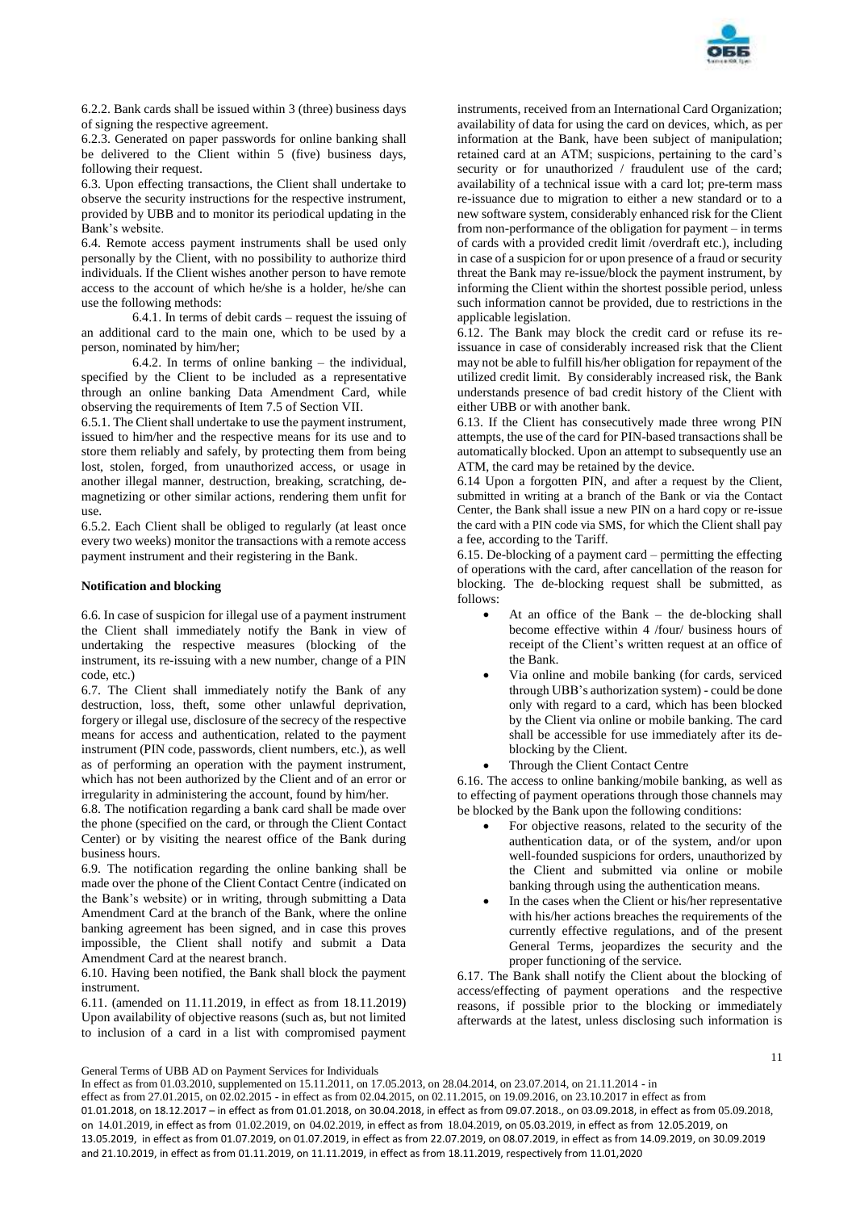6.2.2. Bank cards shall be issued within 3 (three) business days of signing the respective agreement.

6.2.3. Generated on paper passwords for online banking shall be delivered to the Client within 5 (five) business days, following their request.

6.3. Upon effecting transactions, the Client shall undertake to observe the security instructions for the respective instrument, provided by UBB and to monitor its periodical updating in the Bank's website.

6.4. Remote access payment instruments shall be used only personally by the Client, with no possibility to authorize third individuals. If the Client wishes another person to have remote access to the account of which he/she is a holder, he/she can use the following methods:

6.4.1. In terms of debit cards – request the issuing of an additional card to the main one, which to be used by a person, nominated by him/her;

6.4.2. In terms of online banking – the individual, specified by the Client to be included as a representative through an online banking Data Amendment Card, while observing the requirements of Item 7.5 of Section VII.

6.5.1. The Client shall undertake to use the payment instrument, issued to him/her and the respective means for its use and to store them reliably and safely, by protecting them from being lost, stolen, forged, from unauthorized access, or usage in another illegal manner, destruction, breaking, scratching, de-magnetizing or other similar actions, rendering them unfit for use.

6.5.2. Each Client shall be obliged to regularly (at least once every two weeks) monitor the transactions with a remote access payment instrument and their registering in the Bank.

**Notification and blocking**

6.6. In case of suspicion for illegal use of a payment instrument the Client shall immediately notify the Bank in view of undertaking the respective measures (blocking of the instrument, its re-issuing with a new number, change of a PIN code, etc.)

6.7. The Client shall immediately notify the Bank of any destruction, loss, theft, some other unlawful deprivation, forgery or illegal use, disclosure of the secrecy of the respective means for access and authentication, related to the payment instrument (PIN code, passwords, client numbers, etc.), as well as of performing an operation with the payment instrument, which has not been authorized by the Client and of an error or irregularity in administering the account, found by him/her.

6.8. The notification regarding a bank card shall be made over the phone (specified on the card, or through the Client Contact Center) or by visiting the nearest office of the Bank during business hours.

6.9. The notification regarding the online banking shall be made over the phone of the Client Contact Centre (indicated on the Bank's website) or in writing, through submitting a Data Amendment Card at the branch of the Bank, where the online banking agreement has been signed, and in case this proves impossible, the Client shall notify and submit a Data Amendment Card at the nearest branch.

6.10. Having been notified, the Bank shall block the payment instrument.

6.11. (amended on 11.11.2019, in effect as from 18.11.2019) Upon availability of objective reasons (such as, but not limited to inclusion of a card in a list with compromised payment instruments, received from an International Card Organization; availability of data for using the card on devices, which, as per information at the Bank, have been subject of manipulation; retained card at an ATM; suspicions, pertaining to the card's security or for unauthorized / fraudulent use of the card; availability of a technical issue with a card lot; pre-term mass re-issuance due to migration to either a new standard or to a new software system, considerably enhanced risk for the Client from non-performance of the obligation for payment – in terms of cards with a provided credit limit /overdraft etc.), including in case of a suspicion for or upon presence of a fraud or security threat the Bank may re-issue/block the payment instrument, by informing the Client within the shortest possible period, unless such information cannot be provided, due to restrictions in the applicable legislation.

6.12. The Bank may block the credit card or refuse its re-issuance in case of considerably increased risk that the Client may not be able to fulfill his/her obligation for repayment of the utilized credit limit. By considerably increased risk, the Bank understands presence of bad credit history of the Client with either UBB or with another bank.

6.13. If the Client has consecutively made three wrong PIN attempts, the use of the card for PIN-based transactions shall be automatically blocked. Upon an attempt to subsequently use an ATM, the card may be retained by the device.

6.14 Upon a forgotten PIN, and after a request by the Client, submitted in writing at a branch of the Bank or via the Contact Center, the Bank shall issue a new PIN on a hard copy or re-issue the card with a PIN code via SMS, for which the Client shall pay a fee, according to the Tariff.

6.15. De-blocking of a payment card – permitting the effecting of operations with the card, after cancellation of the reason for blocking. The de-blocking request shall be submitted, as follows:

- At an office of the Bank – the de-blocking shall become effective within 4 /four/ business hours of receipt of the Client's written request at an office of the Bank.
- Via online and mobile banking (for cards, serviced through UBB's authorization system) - could be done only with regard to a card, which has been blocked by the Client via online or mobile banking. The card shall be accessible for use immediately after its de-blocking by the Client.
- Through the Client Contact Centre

6.16. The access to online banking/mobile banking, as well as to effecting of payment operations through those channels may be blocked by the Bank upon the following conditions:

- For objective reasons, related to the security of the authentication data, or of the system, and/or upon well-founded suspicions for orders, unauthorized by the Client and submitted via online or mobile banking through using the authentication means.
- In the cases when the Client or his/her representative with his/her actions breaches the requirements of the currently effective regulations, and of the present General Terms, jeopardizes the security and the proper functioning of the service.

6.17. The Bank shall notify the Client about the blocking of access/effecting of payment operations and the respective reasons, if possible prior to the blocking or immediately afterwards at the latest, unless disclosing such information is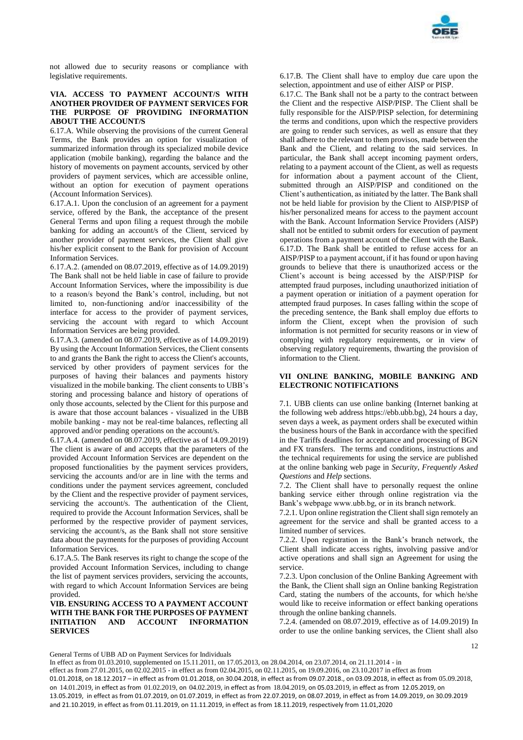not allowed due to security reasons or compliance with legislative requirements.

### VIA. ACCESS TO PAYMENT ACCOUNT/S WITH ANOTHER PROVIDER OF PAYMENT SERVICES FOR THE PURPOSE OF PROVIDING INFORMATION ABOUT THE ACCOUNT/S

6.17.A. While observing the provisions of the current General Terms, the Bank provides an option for visualization of summarized information through its specialized mobile device application (mobile banking), regarding the balance and the history of movements on payment accounts, serviced by other providers of payment services, which are accessible online, without an option for execution of payment operations (Account Information Services).

6.17.A.1. Upon the conclusion of an agreement for a payment service, offered by the Bank, the acceptance of the present General Terms and upon filing a request through the mobile banking for adding an account/s of the Client, serviced by another provider of payment services, the Client shall give his/her explicit consent to the Bank for provision of Account Information Services.

6.17.A.2. (amended on 08.07.2019, effective as of 14.09.2019) The Bank shall not be held liable in case of failure to provide Account Information Services, where the impossibility is due to a reason/s beyond the Bank's control, including, but not limited to, non-functioning and/or inaccessibility of the interface for access to the provider of payment services, servicing the account with regard to which Account Information Services are being provided.

6.17.A.3. (amended on 08.07.2019, effective as of 14.09.2019) By using the Account Information Services, the Client consents to and grants the Bank the right to access the Client's accounts, serviced by other providers of payment services for the purposes of having their balances and payments history visualized in the mobile banking. The client consents to UBB's storing and processing balance and history of operations of only those accounts, selected by the Client for this purpose and is aware that those account balances - visualized in the UBB mobile banking - may not be real-time balances, reflecting all approved and/or pending operations on the account/s.

6.17.A.4. (amended on 08.07.2019, effective as of 14.09.2019) The client is aware of and accepts that the parameters of the provided Account Information Services are dependent on the proposed functionalities by the payment services providers, servicing the accounts and/or are in line with the terms and conditions under the payment services agreement, concluded by the Client and the respective provider of payment services, servicing the account/s. The authentication of the Client, required to provide the Account Information Services, shall be performed by the respective provider of payment services, servicing the account/s, as the Bank shall not store sensitive data about the payments for the purposes of providing Account Information Services.

6.17.A.5. The Bank reserves its right to change the scope of the provided Account Information Services, including to change the list of payment services providers, servicing the accounts, with regard to which Account Information Services are being provided.

### VIB. ENSURING ACCESS TO A PAYMENT ACCOUNT WITH THE BANK FOR THE PURPOSES OF PAYMENT INITIATION AND ACCOUNT INFORMATION SERVICES

6.17.B. The Client shall have to employ due care upon the selection, appointment and use of either AISP or PISP.

6.17.C. The Bank shall not be a party to the contract between the Client and the respective AISP/PISP. The Client shall be fully responsible for the AISP/PISP selection, for determining the terms and conditions, upon which the respective providers are going to render such services, as well as ensure that they shall adhere to the relevant to them provisos, made between the Bank and the Client, and relating to the said services. In particular, the Bank shall accept incoming payment orders, relating to a payment account of the Client, as well as requests for information about a payment account of the Client, submitted through an AISP/PISP and conditioned on the Client's authentication, as initiated by the latter. The Bank shall not be held liable for provision by the Client to AISP/PISP of his/her personalized means for access to the payment account with the Bank. Account Information Service Providers (AISP) shall not be entitled to submit orders for execution of payment operations from a payment account of the Client with the Bank.

6.17.D. The Bank shall be entitled to refuse access for an AISP/PISP to a payment account, if it has found or upon having grounds to believe that there is unauthorized access or the Client's account is being accessed by the AISP/PISP for attempted fraud purposes, including unauthorized initiation of a payment operation or initiation of a payment operation for attempted fraud purposes. In cases falling within the scope of the preceding sentence, the Bank shall employ due efforts to inform the Client, except when the provision of such information is not permitted for security reasons or in view of complying with regulatory requirements, or in view of observing regulatory requirements, thwarting the provision of information to the Client.

### VII ONLINE BANKING, MOBILE BANKING AND ELECTRONIC NOTIFICATIONS

7.1. UBB clients can use online banking (Internet banking at the following web address https://ebb.ubb.bg), 24 hours a day, seven days a week, as payment orders shall be executed within the business hours of the Bank in accordance with the specified in the Tariffs deadlines for acceptance and processing of BGN and FX transfers. The terms and conditions, instructions and the technical requirements for using the service are published at the online banking web page in *Security*, *Frequently Asked Questions* and *Help* sections.

7.2. The Client shall have to personally request the online banking service either through online registration via the Bank's webpage www.ubb.bg, or in its branch network.

7.2.1. Upon online registration the Client shall sign remotely an agreement for the service and shall be granted access to a limited number of services.

7.2.2. Upon registration in the Bank's branch network, the Client shall indicate access rights, involving passive and/or active operations and shall sign an Agreement for using the service.

7.2.3. Upon conclusion of the Online Banking Agreement with the Bank, the Client shall sign an Online banking Registration Card, stating the numbers of the accounts, for which he/she would like to receive information or effect banking operations through the online banking channels.

7.2.4. (amended on 08.07.2019, effective as of 14.09.2019) In order to use the online banking services, the Client shall also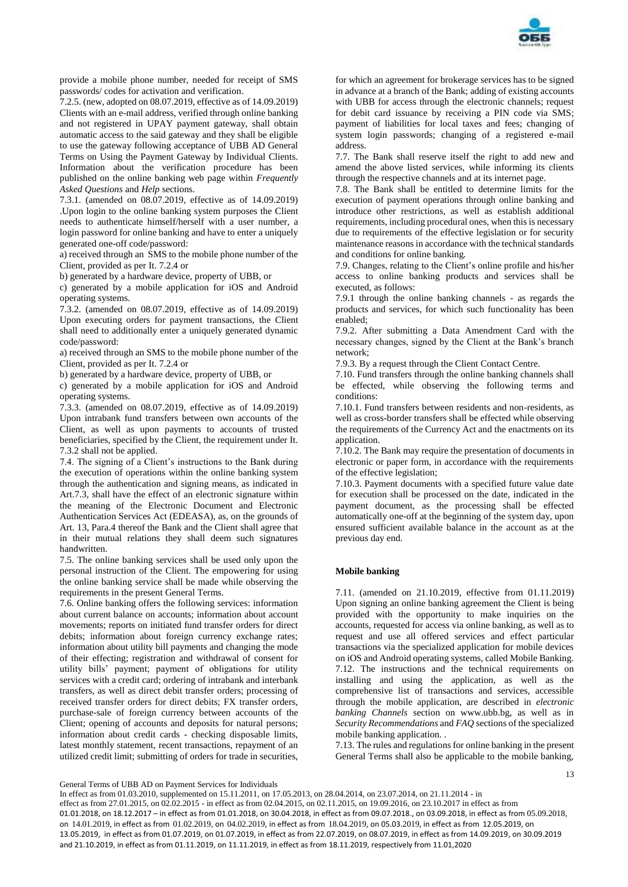provide a mobile phone number, needed for receipt of SMS passwords/ codes for activation and verification.

7.2.5. (new, adopted on 08.07.2019, effective as of 14.09.2019) Clients with an e-mail address, verified through online banking and not registered in UPAY payment gateway, shall obtain automatic access to the said gateway and they shall be eligible to use the gateway following acceptance of UBB AD General Terms on Using the Payment Gateway by Individual Clients. Information about the verification procedure has been published on the online banking web page within *Frequently Asked Questions* and *Help* sections.

7.3.1. (amended on 08.07.2019, effective as of 14.09.2019) .Upon login to the online banking system purposes the Client needs to authenticate himself/herself with a user number, a login password for online banking and have to enter a uniquely generated one-off code/password:

a) received through an SMS to the mobile phone number of the Client, provided as per It. 7.2.4 or

b) generated by a hardware device, property of UBB, or

c) generated by a mobile application for iOS and Android operating systems.

7.3.2. (amended on 08.07.2019, effective as of 14.09.2019) Upon executing orders for payment transactions, the Client shall need to additionally enter a uniquely generated dynamic code/password:

a) received through an SMS to the mobile phone number of the Client, provided as per It. 7.2.4 or

b) generated by a hardware device, property of UBB, or

c) generated by a mobile application for iOS and Android operating systems.

7.3.3. (amended on 08.07.2019, effective as of 14.09.2019) Upon intrabank fund transfers between own accounts of the Client, as well as upon payments to accounts of trusted beneficiaries, specified by the Client, the requirement under It. 7.3.2 shall not be applied.

7.4. The signing of a Client's instructions to the Bank during the execution of operations within the online banking system through the authentication and signing means, as indicated in Art.7.3, shall have the effect of an electronic signature within the meaning of the Electronic Document and Electronic Authentication Services Act (EDEASA), as, on the grounds of Art. 13, Para.4 thereof the Bank and the Client shall agree that in their mutual relations they shall deem such signatures handwritten.

7.5. The online banking services shall be used only upon the personal instruction of the Client. The empowering for using the online banking service shall be made while observing the requirements in the present General Terms.

7.6. Online banking offers the following services: information about current balance on accounts; information about account movements; reports on initiated fund transfer orders for direct debits; information about foreign currency exchange rates; information about utility bill payments and changing the mode of their effecting; registration and withdrawal of consent for utility bills' payment; payment of obligations for utility services with a credit card; ordering of intrabank and interbank transfers, as well as direct debit transfer orders; processing of received transfer orders for direct debits; FX transfer orders, purchase-sale of foreign currency between accounts of the Client; opening of accounts and deposits for natural persons; information about credit cards - checking disposable limits, latest monthly statement, recent transactions, repayment of an utilized credit limit; submitting of orders for trade in securities, for which an agreement for brokerage services has to be signed in advance at a branch of the Bank; adding of existing accounts with UBB for access through the electronic channels; request for debit card issuance by receiving a PIN code via SMS; payment of liabilities for local taxes and fees; changing of system login passwords; changing of a registered e-mail address.

7.7. The Bank shall reserve itself the right to add new and amend the above listed services, while informing its clients through the respective channels and at its internet page.

7.8. The Bank shall be entitled to determine limits for the execution of payment operations through online banking and introduce other restrictions, as well as establish additional requirements, including procedural ones, when this is necessary due to requirements of the effective legislation or for security maintenance reasons in accordance with the technical standards and conditions for online banking.

7.9. Changes, relating to the Client's online profile and his/her access to online banking products and services shall be executed, as follows:

7.9.1 through the online banking channels - as regards the products and services, for which such functionality has been enabled;

7.9.2. After submitting a Data Amendment Card with the necessary changes, signed by the Client at the Bank's branch network;

7.9.3. By a request through the Client Contact Centre.

7.10. Fund transfers through the online banking channels shall be effected, while observing the following terms and conditions:

7.10.1. Fund transfers between residents and non-residents, as well as cross-border transfers shall be effected while observing the requirements of the Currency Act and the enactments on its application.

7.10.2. The Bank may require the presentation of documents in electronic or paper form, in accordance with the requirements of the effective legislation;

7.10.3. Payment documents with a specified future value date for execution shall be processed on the date, indicated in the payment document, as the processing shall be effected automatically one-off at the beginning of the system day, upon ensured sufficient available balance in the account as at the previous day end.

**Mobile banking**

7.11. (amended on 21.10.2019, effective from 01.11.2019) Upon signing an online banking agreement the Client is being provided with the opportunity to make inquiries on the accounts, requested for access via online banking, as well as to request and use all offered services and effect particular transactions via the specialized application for mobile devices on iOS and Android operating systems, called Mobile Banking.

7.12. The instructions and the technical requirements on installing and using the application, as well as the comprehensive list of transactions and services, accessible through the mobile application, are described in *electronic banking Channels* section on www.ubb.bg, as well as in *Security Recommendations* and *FAQ* sections of the specialized mobile banking application. .

7.13. The rules and regulations for online banking in the present General Terms shall also be applicable to the mobile banking,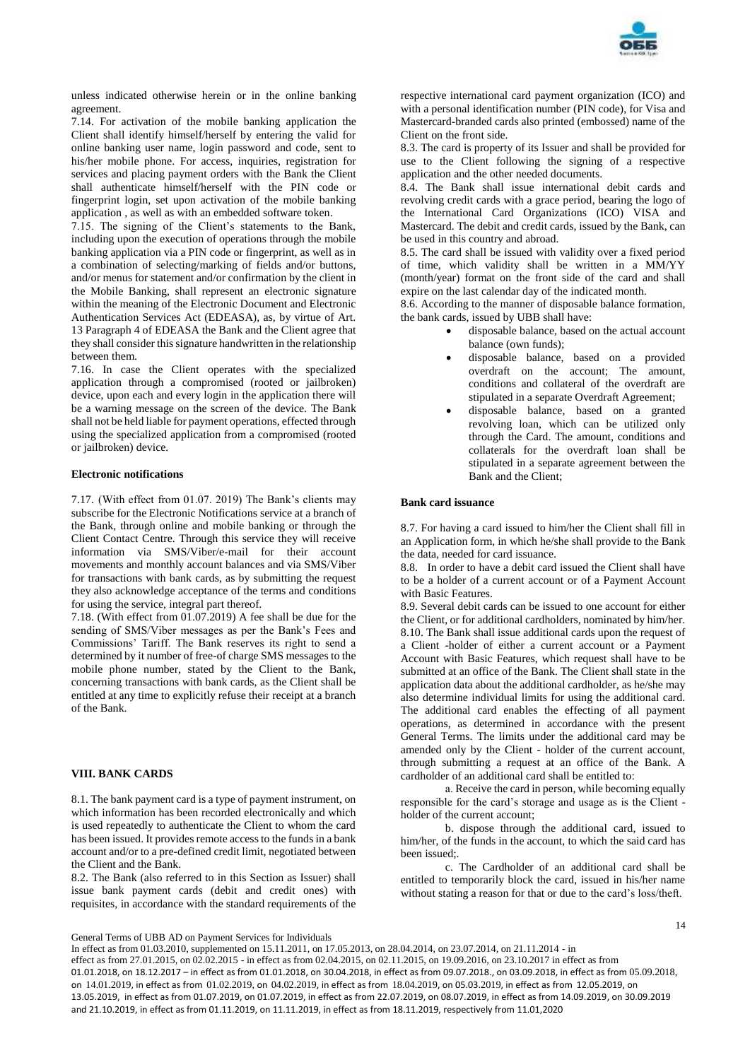unless indicated otherwise herein or in the online banking agreement.

7.14. For activation of the mobile banking application the Client shall identify himself/herself by entering the valid for online banking user name, login password and code, sent to his/her mobile phone. For access, inquiries, registration for services and placing payment orders with the Bank the Client shall authenticate himself/herself with the PIN code or fingerprint login, set upon activation of the mobile banking application , as well as with an embedded software token.

7.15. The signing of the Client's statements to the Bank, including upon the execution of operations through the mobile banking application via a PIN code or fingerprint, as well as in a combination of selecting/marking of fields and/or buttons, and/or menus for statement and/or confirmation by the client in the Mobile Banking, shall represent an electronic signature within the meaning of the Electronic Document and Electronic Authentication Services Act (EDEASA), as, by virtue of Art. 13 Paragraph 4 of EDEASA the Bank and the Client agree that they shall consider this signature handwritten in the relationship between them.

7.16. In case the Client operates with the specialized application through a compromised (rooted or jailbroken) device, upon each and every login in the application there will be a warning message on the screen of the device. The Bank shall not be held liable for payment operations, effected through using the specialized application from a compromised (rooted or jailbroken) device.

**Electronic notifications**

7.17. (With effect from 01.07. 2019) The Bank's clients may subscribe for the Electronic Notifications service at a branch of the Bank, through online and mobile banking or through the Client Contact Centre. Through this service they will receive information via SMS/Viber/e-mail for their account movements and monthly account balances and via SMS/Viber for transactions with bank cards, as by submitting the request they also acknowledge acceptance of the terms and conditions for using the service, integral part thereof.

7.18. (With effect from 01.07.2019) A fee shall be due for the sending of SMS/Viber messages as per the Bank's Fees and Commissions' Tariff. The Bank reserves its right to send a determined by it number of free-of charge SMS messages to the mobile phone number, stated by the Client to the Bank, concerning transactions with bank cards, as the Client shall be entitled at any time to explicitly refuse their receipt at a branch of the Bank.

**VIII. BANK CARDS**

8.1. The bank payment card is a type of payment instrument, on which information has been recorded electronically and which is used repeatedly to authenticate the Client to whom the card has been issued. It provides remote access to the funds in a bank account and/or to a pre-defined credit limit, negotiated between the Client and the Bank.

8.2. The Bank (also referred to in this Section as Issuer) shall issue bank payment cards (debit and credit ones) with requisites, in accordance with the standard requirements of the respective international card payment organization (ICO) and with a personal identification number (PIN code), for Visa and Mastercard-branded cards also printed (embossed) name of the Client on the front side.

8.3. The card is property of its Issuer and shall be provided for use to the Client following the signing of a respective application and the other needed documents.

8.4. The Bank shall issue international debit cards and revolving credit cards with a grace period, bearing the logo of the International Card Organizations (ICO) VISA and Mastercard. The debit and credit cards, issued by the Bank, can be used in this country and abroad.

8.5. The card shall be issued with validity over a fixed period of time, which validity shall be written in a MM/YY (month/year) format on the front side of the card and shall expire on the last calendar day of the indicated month.

8.6. According to the manner of disposable balance formation, the bank cards, issued by UBB shall have:

- disposable balance, based on the actual account balance (own funds);
- disposable balance, based on a provided overdraft on the account; The amount, conditions and collateral of the overdraft are stipulated in a separate Overdraft Agreement;
- disposable balance, based on a granted revolving loan, which can be utilized only through the Card. The amount, conditions and collaterals for the overdraft loan shall be stipulated in a separate agreement between the Bank and the Client;

**Bank card issuance**

8.7. For having a card issued to him/her the Client shall fill in an Application form, in which he/she shall provide to the Bank the data, needed for card issuance.

8.8. In order to have a debit card issued the Client shall have to be a holder of a current account or of a Payment Account with Basic Features.

8.9. Several debit cards can be issued to one account for either the Client, or for additional cardholders, nominated by him/her.

8.10. The Bank shall issue additional cards upon the request of a Client -holder of either a current account or a Payment Account with Basic Features, which request shall have to be submitted at an office of the Bank. The Client shall state in the application data about the additional cardholder, as he/she may also determine individual limits for using the additional card. The additional card enables the effecting of all payment operations, as determined in accordance with the present General Terms. The limits under the additional card may be amended only by the Client - holder of the current account, through submitting a request at an office of the Bank. A cardholder of an additional card shall be entitled to:

a. Receive the card in person, while becoming equally responsible for the card's storage and usage as is the Client - holder of the current account;

b. dispose through the additional card, issued to him/her, of the funds in the account, to which the said card has been issued;.

c. The Cardholder of an additional card shall be entitled to temporarily block the card, issued in his/her name without stating a reason for that or due to the card's loss/theft.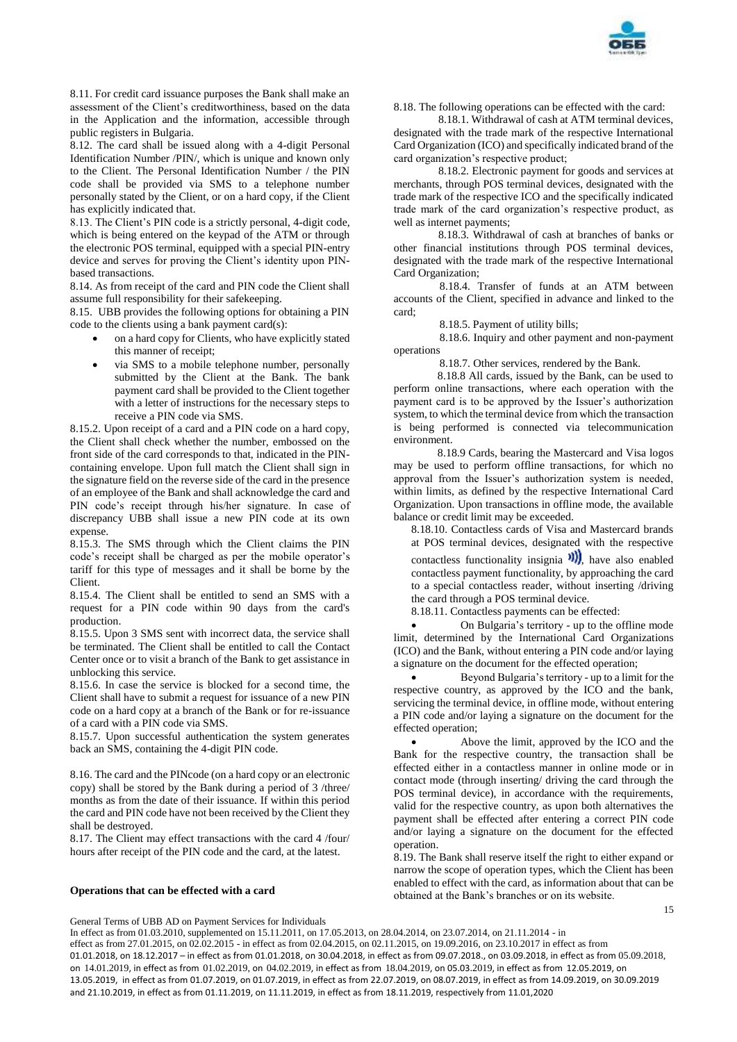8.11. For credit card issuance purposes the Bank shall make an assessment of the Client's creditworthiness, based on the data in the Application and the information, accessible through public registers in Bulgaria.

8.12. The card shall be issued along with a 4-digit Personal Identification Number /PIN/, which is unique and known only to the Client. The Personal Identification Number / the PIN code shall be provided via SMS to a telephone number personally stated by the Client, or on a hard copy, if the Client has explicitly indicated that.

8.13. The Client's PIN code is a strictly personal, 4-digit code, which is being entered on the keypad of the ATM or through the electronic POS terminal, equipped with a special PIN-entry device and serves for proving the Client's identity upon PIN-based transactions.

8.14. As from receipt of the card and PIN code the Client shall assume full responsibility for their safekeeping.

8.15. UBB provides the following options for obtaining a PIN code to the clients using a bank payment card(s):

- on a hard copy for Clients, who have explicitly stated this manner of receipt;
- via SMS to a mobile telephone number, personally submitted by the Client at the Bank. The bank payment card shall be provided to the Client together with a letter of instructions for the necessary steps to receive a PIN code via SMS.

8.15.2. Upon receipt of a card and a PIN code on a hard copy, the Client shall check whether the number, embossed on the front side of the card corresponds to that, indicated in the PIN-containing envelope. Upon full match the Client shall sign in the signature field on the reverse side of the card in the presence of an employee of the Bank and shall acknowledge the card and PIN code's receipt through his/her signature. In case of discrepancy UBB shall issue a new PIN code at its own expense.

8.15.3. The SMS through which the Client claims the PIN code's receipt shall be charged as per the mobile operator's tariff for this type of messages and it shall be borne by the Client.

8.15.4. The Client shall be entitled to send an SMS with a request for a PIN code within 90 days from the card's production.

8.15.5. Upon 3 SMS sent with incorrect data, the service shall be terminated. The Client shall be entitled to call the Contact Center once or to visit a branch of the Bank to get assistance in unblocking this service.

8.15.6. In case the service is blocked for a second time, the Client shall have to submit a request for issuance of a new PIN code on a hard copy at a branch of the Bank or for re-issuance of a card with a PIN code via SMS.

8.15.7. Upon successful authentication the system generates back an SMS, containing the 4-digit PIN code.

8.16. The card and the PINcode (on a hard copy or an electronic copy) shall be stored by the Bank during a period of 3 /three/ months as from the date of their issuance. If within this period the card and PIN code have not been received by the Client they shall be destroyed.

8.17. The Client may effect transactions with the card 4 /four/ hours after receipt of the PIN code and the card, at the latest.

**Operations that can be effected with a card**

8.18. The following operations can be effected with the card:

8.18.1. Withdrawal of cash at ATM terminal devices, designated with the trade mark of the respective International Card Organization (ICO) and specifically indicated brand of the card organization's respective product;

8.18.2. Electronic payment for goods and services at merchants, through POS terminal devices, designated with the trade mark of the respective ICO and the specifically indicated trade mark of the card organization's respective product, as well as internet payments;

8.18.3. Withdrawal of cash at branches of banks or other financial institutions through POS terminal devices, designated with the trade mark of the respective International Card Organization;

8.18.4. Transfer of funds at an ATM between accounts of the Client, specified in advance and linked to the card;

8.18.5. Payment of utility bills;

8.18.6. Inquiry and other payment and non-payment operations

8.18.7. Other services, rendered by the Bank.

8.18.8 All cards, issued by the Bank, can be used to perform online transactions, where each operation with the payment card is to be approved by the Issuer's authorization system, to which the terminal device from which the transaction is being performed is connected via telecommunication environment.

8.18.9 Cards, bearing the Mastercard and Visa logos may be used to perform offline transactions, for which no approval from the Issuer's authorization system is needed, within limits, as defined by the respective International Card Organization. Upon transactions in offline mode, the available balance or credit limit may be exceeded.

8.18.10. Contactless cards of Visa and Mastercard brands at POS terminal devices, designated with the respective contactless functionality insignia, have also enabled contactless payment functionality, by approaching the card to a special contactless reader, without inserting /driving the card through a POS terminal device.

8.18.11. Contactless payments can be effected:

- On Bulgaria's territory - up to the offline mode limit, determined by the International Card Organizations (ICO) and the Bank, without entering a PIN code and/or laying a signature on the document for the effected operation;
- Beyond Bulgaria's territory - up to a limit for the respective country, as approved by the ICO and the bank, servicing the terminal device, in offline mode, without entering a PIN code and/or laying a signature on the document for the effected operation;
- Above the limit, approved by the ICO and the Bank for the respective country, the transaction shall be effected either in a contactless manner in online mode or in contact mode (through inserting/ driving the card through the POS terminal device), in accordance with the requirements, valid for the respective country, as upon both alternatives the payment shall be effected after entering a correct PIN code and/or laying a signature on the document for the effected operation.

8.19. The Bank shall reserve itself the right to either expand or narrow the scope of operation types, which the Client has been enabled to effect with the card, as information about that can be obtained at the Bank's branches or on its website.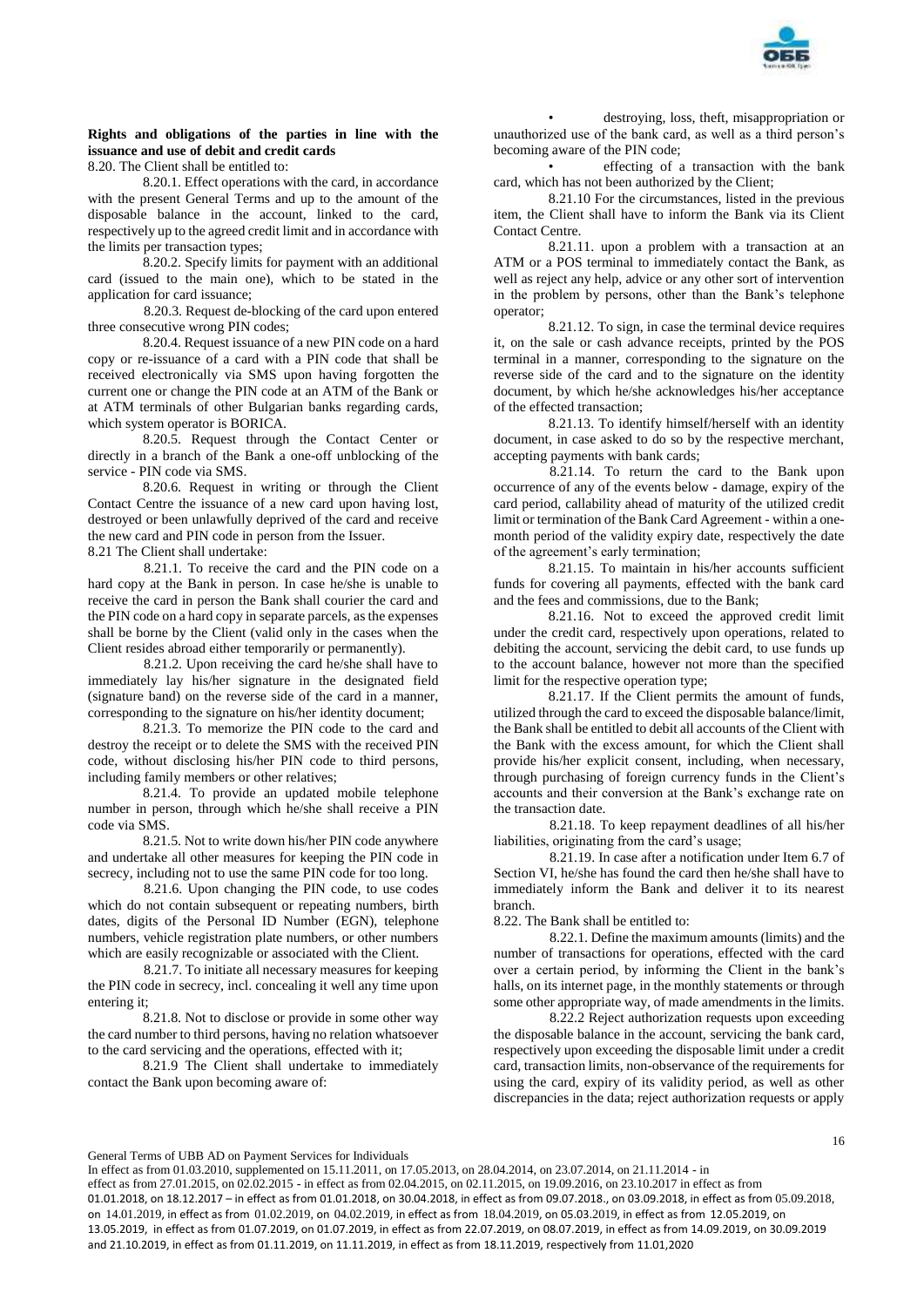**Rights and obligations of the parties in line with the issuance and use of debit and credit cards**

8.20. The Client shall be entitled to:

8.20.1. Effect operations with the card, in accordance with the present General Terms and up to the amount of the disposable balance in the account, linked to the card, respectively up to the agreed credit limit and in accordance with the limits per transaction types;

8.20.2. Specify limits for payment with an additional card (issued to the main one), which to be stated in the application for card issuance;

8.20.3. Request de-blocking of the card upon entered three consecutive wrong PIN codes;

8.20.4. Request issuance of a new PIN code on a hard copy or re-issuance of a card with a PIN code that shall be received electronically via SMS upon having forgotten the current one or change the PIN code at an ATM of the Bank or at ATM terminals of other Bulgarian banks regarding cards, which system operator is BORICA.

8.20.5. Request through the Contact Center or directly in a branch of the Bank a one-off unblocking of the service - PIN code via SMS.

8.20.6. Request in writing or through the Client Contact Centre the issuance of a new card upon having lost, destroyed or been unlawfully deprived of the card and receive the new card and PIN code in person from the Issuer.

8.21 The Client shall undertake:

8.21.1. To receive the card and the PIN code on a hard copy at the Bank in person. In case he/she is unable to receive the card in person the Bank shall courier the card and the PIN code on a hard copy in separate parcels, as the expenses shall be borne by the Client (valid only in the cases when the Client resides abroad either temporarily or permanently).

8.21.2. Upon receiving the card he/she shall have to immediately lay his/her signature in the designated field (signature band) on the reverse side of the card in a manner, corresponding to the signature on his/her identity document;

8.21.3. To memorize the PIN code to the card and destroy the receipt or to delete the SMS with the received PIN code, without disclosing his/her PIN code to third persons, including family members or other relatives;

8.21.4. To provide an updated mobile telephone number in person, through which he/she shall receive a PIN code via SMS.

8.21.5. Not to write down his/her PIN code anywhere and undertake all other measures for keeping the PIN code in secrecy, including not to use the same PIN code for too long.

8.21.6. Upon changing the PIN code, to use codes which do not contain subsequent or repeating numbers, birth dates, digits of the Personal ID Number (EGN), telephone numbers, vehicle registration plate numbers, or other numbers which are easily recognizable or associated with the Client.

8.21.7. To initiate all necessary measures for keeping the PIN code in secrecy, incl. concealing it well any time upon entering it;

8.21.8. Not to disclose or provide in some other way the card number to third persons, having no relation whatsoever to the card servicing and the operations, effected with it;

8.21.9 The Client shall undertake to immediately contact the Bank upon becoming aware of:

- destroying, loss, theft, misappropriation or unauthorized use of the bank card, as well as a third person's becoming aware of the PIN code;
- effecting of a transaction with the bank card, which has not been authorized by the Client;

8.21.10 For the circumstances, listed in the previous item, the Client shall have to inform the Bank via its Client Contact Centre.

8.21.11. upon a problem with a transaction at an ATM or a POS terminal to immediately contact the Bank, as well as reject any help, advice or any other sort of intervention in the problem by persons, other than the Bank's telephone operator;

8.21.12. To sign, in case the terminal device requires it, on the sale or cash advance receipts, printed by the POS terminal in a manner, corresponding to the signature on the reverse side of the card and to the signature on the identity document, by which he/she acknowledges his/her acceptance of the effected transaction;

8.21.13. To identify himself/herself with an identity document, in case asked to do so by the respective merchant, accepting payments with bank cards;

8.21.14. To return the card to the Bank upon occurrence of any of the events below - damage, expiry of the card period, callability ahead of maturity of the utilized credit limit or termination of the Bank Card Agreement - within a one-month period of the validity expiry date, respectively the date of the agreement's early termination;

8.21.15. To maintain in his/her accounts sufficient funds for covering all payments, effected with the bank card and the fees and commissions, due to the Bank;

8.21.16. Not to exceed the approved credit limit under the credit card, respectively upon operations, related to debiting the account, servicing the debit card, to use funds up to the account balance, however not more than the specified limit for the respective operation type;

8.21.17. If the Client permits the amount of funds, utilized through the card to exceed the disposable balance/limit, the Bank shall be entitled to debit all accounts of the Client with the Bank with the excess amount, for which the Client shall provide his/her explicit consent, including, when necessary, through purchasing of foreign currency funds in the Client's accounts and their conversion at the Bank's exchange rate on the transaction date.

8.21.18. To keep repayment deadlines of all his/her liabilities, originating from the card's usage;

8.21.19. In case after a notification under Item 6.7 of Section VI, he/she has found the card then he/she shall have to immediately inform the Bank and deliver it to its nearest branch.

8.22. The Bank shall be entitled to:

8.22.1. Define the maximum amounts (limits) and the number of transactions for operations, effected with the card over a certain period, by informing the Client in the bank's halls, on its internet page, in the monthly statements or through some other appropriate way, of made amendments in the limits.

8.22.2 Reject authorization requests upon exceeding the disposable balance in the account, servicing the bank card, respectively upon exceeding the disposable limit under a credit card, transaction limits, non-observance of the requirements for using the card, expiry of its validity period, as well as other discrepancies in the data; reject authorization requests or apply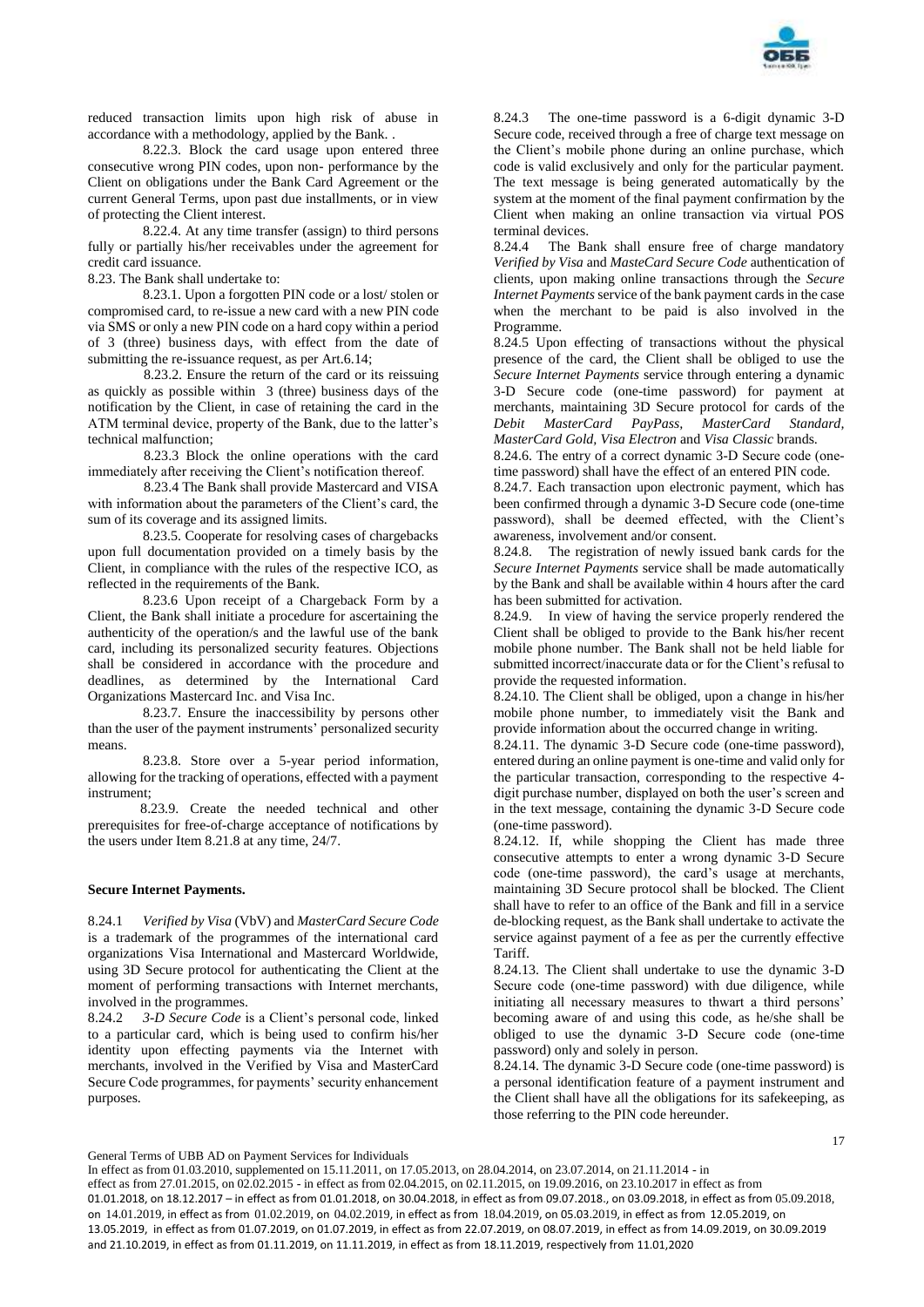reduced transaction limits upon high risk of abuse in accordance with a methodology, applied by the Bank. .

8.22.3. Block the card usage upon entered three consecutive wrong PIN codes, upon non- performance by the Client on obligations under the Bank Card Agreement or the current General Terms, upon past due installments, or in view of protecting the Client interest.

8.22.4. At any time transfer (assign) to third persons fully or partially his/her receivables under the agreement for credit card issuance.

8.23. The Bank shall undertake to:

8.23.1. Upon a forgotten PIN code or a lost/ stolen or compromised card, to re-issue a new card with a new PIN code via SMS or only a new PIN code on a hard copy within a period of 3 (three) business days, with effect from the date of submitting the re-issuance request, as per Art.6.14;

8.23.2. Ensure the return of the card or its reissuing as quickly as possible within 3 (three) business days of the notification by the Client, in case of retaining the card in the ATM terminal device, property of the Bank, due to the latter's technical malfunction;

8.23.3 Block the online operations with the card immediately after receiving the Client's notification thereof.

8.23.4 The Bank shall provide Mastercard and VISA with information about the parameters of the Client's card, the sum of its coverage and its assigned limits.

8.23.5. Cooperate for resolving cases of chargebacks upon full documentation provided on a timely basis by the Client, in compliance with the rules of the respective ICO, as reflected in the requirements of the Bank.

8.23.6 Upon receipt of a Chargeback Form by a Client, the Bank shall initiate a procedure for ascertaining the authenticity of the operation/s and the lawful use of the bank card, including its personalized security features. Objections shall be considered in accordance with the procedure and deadlines, as determined by the International Card Organizations Mastercard Inc. and Visa Inc.

8.23.7. Ensure the inaccessibility by persons other than the user of the payment instruments' personalized security means.

8.23.8. Store over a 5-year period information, allowing for the tracking of operations, effected with a payment instrument;

8.23.9. Create the needed technical and other prerequisites for free-of-charge acceptance of notifications by the users under Item 8.21.8 at any time, 24/7.

**Secure Internet Payments.**

8.24.1 *Verified by Visa* (VbV) and *MasterCard Secure Code* is a trademark of the programmes of the international card organizations Visa International and Mastercard Worldwide, using 3D Secure protocol for authenticating the Client at the moment of performing transactions with Internet merchants, involved in the programmes.

8.24.2 *3-D Secure Code* is a Client's personal code, linked to a particular card, which is being used to confirm his/her identity upon effecting payments via the Internet with merchants, involved in the Verified by Visa and MasterCard Secure Code programmes, for payments' security enhancement purposes.

8.24.3 The one-time password is a 6-digit dynamic 3-D Secure code, received through a free of charge text message on the Client's mobile phone during an online purchase, which code is valid exclusively and only for the particular payment. The text message is being generated automatically by the system at the moment of the final payment confirmation by the Client when making an online transaction via virtual POS terminal devices.

8.24.4 The Bank shall ensure free of charge mandatory *Verified by Visa* and *MasteCard Secure Code* authentication of clients, upon making online transactions through the *Secure Internet Payments* service of the bank payment cards in the case when the merchant to be paid is also involved in the Programme.

8.24.5 Upon effecting of transactions without the physical presence of the card, the Client shall be obliged to use the *Secure Internet Payments* service through entering a dynamic 3-D Secure code (one-time password) for payment at merchants, maintaining 3D Secure protocol for cards of the *Debit MasterCard PayPass*, *MasterCard Standard*, *MasterCard Gold*, *Visa Electron* and *Visa Classic* brands.

8.24.6. The entry of a correct dynamic 3-D Secure code (one-time password) shall have the effect of an entered PIN code.

8.24.7. Each transaction upon electronic payment, which has been confirmed through a dynamic 3-D Secure code (one-time password), shall be deemed effected, with the Client's awareness, involvement and/or consent.

8.24.8. The registration of newly issued bank cards for the *Secure Internet Payments* service shall be made automatically by the Bank and shall be available within 4 hours after the card has been submitted for activation.

8.24.9. In view of having the service properly rendered the Client shall be obliged to provide to the Bank his/her recent mobile phone number. The Bank shall not be held liable for submitted incorrect/inaccurate data or for the Client's refusal to provide the requested information.

8.24.10. The Client shall be obliged, upon a change in his/her mobile phone number, to immediately visit the Bank and provide information about the occurred change in writing.

8.24.11. The dynamic 3-D Secure code (one-time password), entered during an online payment is one-time and valid only for the particular transaction, corresponding to the respective 4-digit purchase number, displayed on both the user's screen and in the text message, containing the dynamic 3-D Secure code (one-time password).

8.24.12. If, while shopping the Client has made three consecutive attempts to enter a wrong dynamic 3-D Secure code (one-time password), the card's usage at merchants, maintaining 3D Secure protocol shall be blocked. The Client shall have to refer to an office of the Bank and fill in a service de-blocking request, as the Bank shall undertake to activate the service against payment of a fee as per the currently effective Tariff.

8.24.13. The Client shall undertake to use the dynamic 3-D Secure code (one-time password) with due diligence, while initiating all necessary measures to thwart a third persons' becoming aware of and using this code, as he/she shall be obliged to use the dynamic 3-D Secure code (one-time password) only and solely in person.

8.24.14. The dynamic 3-D Secure code (one-time password) is a personal identification feature of a payment instrument and the Client shall have all the obligations for its safekeeping, as those referring to the PIN code hereunder.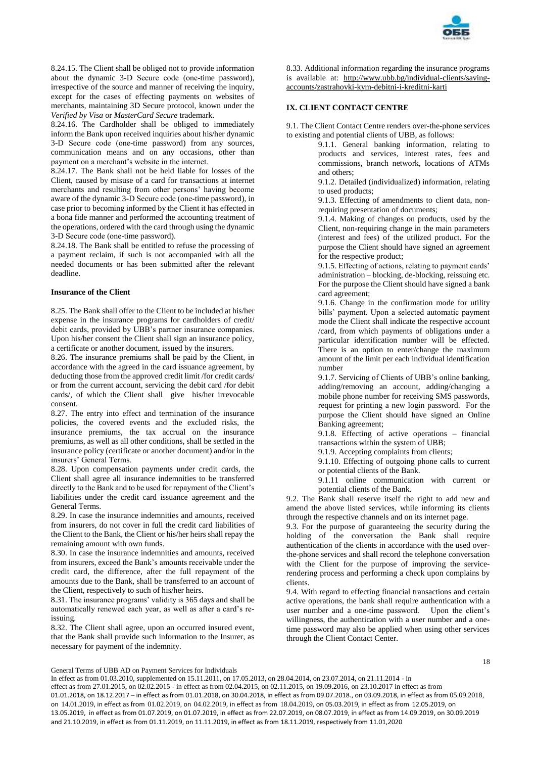8.24.15. The Client shall be obliged not to provide information about the dynamic 3-D Secure code (one-time password), irrespective of the source and manner of receiving the inquiry, except for the cases of effecting payments on websites of merchants, maintaining 3D Secure protocol, known under the *Verified by Visa* or *MasterCard Secure* trademark.

8.24.16. The Cardholder shall be obliged to immediately inform the Bank upon received inquiries about his/her dynamic 3-D Secure code (one-time password) from any sources, communication means and on any occasions, other than payment on a merchant's website in the internet.

8.24.17. The Bank shall not be held liable for losses of the Client, caused by misuse of a card for transactions at internet merchants and resulting from other persons' having become aware of the dynamic 3-D Secure code (one-time password), in case prior to becoming informed by the Client it has effected in a bona fide manner and performed the accounting treatment of the operations, ordered with the card through using the dynamic 3-D Secure code (one-time password).

8.24.18. The Bank shall be entitled to refuse the processing of a payment reclaim, if such is not accompanied with all the needed documents or has been submitted after the relevant deadline.

**Insurance of the Client**

8.25. The Bank shall offer to the Client to be included at his/her expense in the insurance programs for cardholders of credit/ debit cards, provided by UBB's partner insurance companies. Upon his/her consent the Client shall sign an insurance policy, a certificate or another document, issued by the insurers.

8.26. The insurance premiums shall be paid by the Client, in accordance with the agreed in the card issuance agreement, by deducting those from the approved credit limit /for credit cards/ or from the current account, servicing the debit card /for debit cards/, of which the Client shall give his/her irrevocable consent.

8.27. The entry into effect and termination of the insurance policies, the covered events and the excluded risks, the insurance premiums, the tax accrual on the insurance premiums, as well as all other conditions, shall be settled in the insurance policy (certificate or another document) and/or in the insurers' General Terms.

8.28. Upon compensation payments under credit cards, the Client shall agree all insurance indemnities to be transferred directly to the Bank and to be used for repayment of the Client's liabilities under the credit card issuance agreement and the General Terms.

8.29. In case the insurance indemnities and amounts, received from insurers, do not cover in full the credit card liabilities of the Client to the Bank, the Client or his/her heirs shall repay the remaining amount with own funds.

8.30. In case the insurance indemnities and amounts, received from insurers, exceed the Bank's amounts receivable under the credit card, the difference, after the full repayment of the amounts due to the Bank, shall be transferred to an account of the Client, respectively to such of his/her heirs.

8.31. The insurance programs' validity is 365 days and shall be automatically renewed each year, as well as after a card's re-issuing.

8.32. The Client shall agree, upon an occurred insured event, that the Bank shall provide such information to the Insurer, as necessary for payment of the indemnity.

8.33. Additional information regarding the insurance programs is available at: http://www.ubb.bg/individual-clients/saving-accounts/zastrahovki-kym-debitni-i-kreditni-karti

## IX. CLIENT CONTACT CENTRE

9.1. The Client Contact Centre renders over-the-phone services to existing and potential clients of UBB, as follows:

9.1.1. General banking information, relating to products and services, interest rates, fees and commissions, branch network, locations of ATMs and others;

9.1.2. Detailed (individualized) information, relating to used products;

9.1.3. Effecting of amendments to client data, non-requiring presentation of documents;

9.1.4. Making of changes on products, used by the Client, non-requiring change in the main parameters (interest and fees) of the utilized product. For the purpose the Client should have signed an agreement for the respective product;

9.1.5. Effecting of actions, relating to payment cards' administration – blocking, de-blocking, reissuing etc. For the purpose the Client should have signed a bank card agreement;

9.1.6. Change in the confirmation mode for utility bills' payment. Upon a selected automatic payment mode the Client shall indicate the respective account /card, from which payments of obligations under a particular identification number will be effected. There is an option to enter/change the maximum amount of the limit per each individual identification number

9.1.7. Servicing of Clients of UBB's online banking, adding/removing an account, adding/changing a mobile phone number for receiving SMS passwords, request for printing a new login password. For the purpose the Client should have signed an Online Banking agreement;

9.1.8. Effecting of active operations – financial transactions within the system of UBB;

9.1.9. Accepting complaints from clients;

9.1.10. Effecting of outgoing phone calls to current or potential clients of the Bank.

9.1.11 online communication with current or potential clients of the Bank.

9.2. The Bank shall reserve itself the right to add new and amend the above listed services, while informing its clients through the respective channels and on its internet page.

9.3. For the purpose of guaranteeing the security during the holding of the conversation the Bank shall require authentication of the clients in accordance with the used over-the-phone services and shall record the telephone conversation with the Client for the purpose of improving the service-rendering process and performing a check upon complains by clients.

9.4. With regard to effecting financial transactions and certain active operations, the bank shall require authentication with a user number and a one-time password. Upon the client's willingness, the authentication with a user number and a one-time password may also be applied when using other services through the Client Contact Center.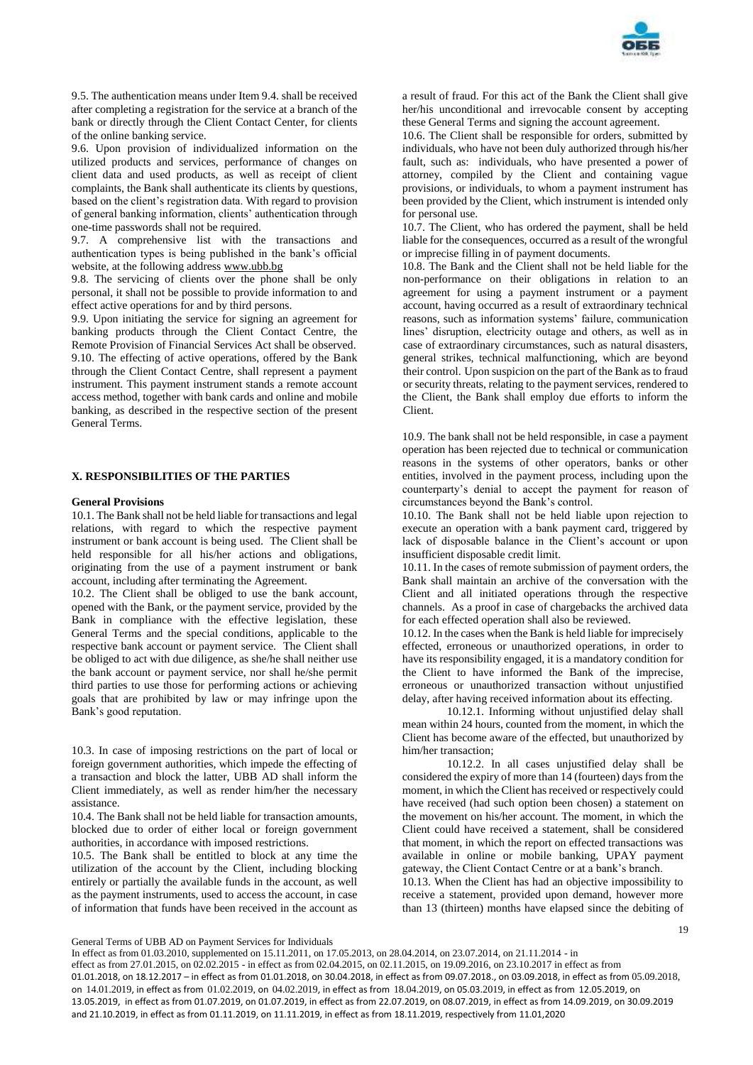9.5. The authentication means under Item 9.4. shall be received after completing a registration for the service at a branch of the bank or directly through the Client Contact Center, for clients of the online banking service.

9.6. Upon provision of individualized information on the utilized products and services, performance of changes on client data and used products, as well as receipt of client complaints, the Bank shall authenticate its clients by questions, based on the client's registration data. With regard to provision of general banking information, clients' authentication through one-time passwords shall not be required.

9.7. A comprehensive list with the transactions and authentication types is being published in the bank's official website, at the following address www.ubb.bg

9.8. The servicing of clients over the phone shall be only personal, it shall not be possible to provide information to and effect active operations for and by third persons.

9.9. Upon initiating the service for signing an agreement for banking products through the Client Contact Centre, the Remote Provision of Financial Services Act shall be observed.

9.10. The effecting of active operations, offered by the Bank through the Client Contact Centre, shall represent a payment instrument. This payment instrument stands a remote account access method, together with bank cards and online and mobile banking, as described in the respective section of the present General Terms.

## X. RESPONSIBILITIES OF THE PARTIES

### General Provisions

10.1. The Bank shall not be held liable for transactions and legal relations, with regard to which the respective payment instrument or bank account is being used. The Client shall be held responsible for all his/her actions and obligations, originating from the use of a payment instrument or bank account, including after terminating the Agreement.

10.2. The Client shall be obliged to use the bank account, opened with the Bank, or the payment service, provided by the Bank in compliance with the effective legislation, these General Terms and the special conditions, applicable to the respective bank account or payment service. The Client shall be obliged to act with due diligence, as she/he shall neither use the bank account or payment service, nor shall he/she permit third parties to use those for performing actions or achieving goals that are prohibited by law or may infringe upon the Bank's good reputation.

10.3. In case of imposing restrictions on the part of local or foreign government authorities, which impede the effecting of a transaction and block the latter, UBB AD shall inform the Client immediately, as well as render him/her the necessary assistance.

10.4. The Bank shall not be held liable for transaction amounts, blocked due to order of either local or foreign government authorities, in accordance with imposed restrictions.

10.5. The Bank shall be entitled to block at any time the utilization of the account by the Client, including blocking entirely or partially the available funds in the account, as well as the payment instruments, used to access the account, in case of information that funds have been received in the account as a result of fraud. For this act of the Bank the Client shall give her/his unconditional and irrevocable consent by accepting these General Terms and signing the account agreement.

10.6. The Client shall be responsible for orders, submitted by individuals, who have not been duly authorized through his/her fault, such as: individuals, who have presented a power of attorney, compiled by the Client and containing vague provisions, or individuals, to whom a payment instrument has been provided by the Client, which instrument is intended only for personal use.

10.7. The Client, who has ordered the payment, shall be held liable for the consequences, occurred as a result of the wrongful or imprecise filling in of payment documents.

10.8. The Bank and the Client shall not be held liable for the non-performance on their obligations in relation to an agreement for using a payment instrument or a payment account, having occurred as a result of extraordinary technical reasons, such as information systems' failure, communication lines' disruption, electricity outage and others, as well as in case of extraordinary circumstances, such as natural disasters, general strikes, technical malfunctioning, which are beyond their control. Upon suspicion on the part of the Bank as to fraud or security threats, relating to the payment services, rendered to the Client, the Bank shall employ due efforts to inform the Client.

10.9. The bank shall not be held responsible, in case a payment operation has been rejected due to technical or communication reasons in the systems of other operators, banks or other entities, involved in the payment process, including upon the counterparty's denial to accept the payment for reason of circumstances beyond the Bank's control.

10.10. The Bank shall not be held liable upon rejection to execute an operation with a bank payment card, triggered by lack of disposable balance in the Client's account or upon insufficient disposable credit limit.

10.11. In the cases of remote submission of payment orders, the Bank shall maintain an archive of the conversation with the Client and all initiated operations through the respective channels. As a proof in case of chargebacks the archived data for each effected operation shall also be reviewed.

10.12. In the cases when the Bank is held liable for imprecisely effected, erroneous or unauthorized operations, in order to have its responsibility engaged, it is a mandatory condition for the Client to have informed the Bank of the imprecise, erroneous or unauthorized transaction without unjustified delay, after having received information about its effecting.

10.12.1. Informing without unjustified delay shall mean within 24 hours, counted from the moment, in which the Client has become aware of the effected, but unauthorized by him/her transaction;

10.12.2. In all cases unjustified delay shall be considered the expiry of more than 14 (fourteen) days from the moment, in which the Client has received or respectively could have received (had such option been chosen) a statement on the movement on his/her account. The moment, in which the Client could have received a statement, shall be considered that moment, in which the report on effected transactions was available in online or mobile banking, UPAY payment gateway, the Client Contact Centre or at a bank's branch.

10.13. When the Client has had an objective impossibility to receive a statement, provided upon demand, however more than 13 (thirteen) months have elapsed since the debiting of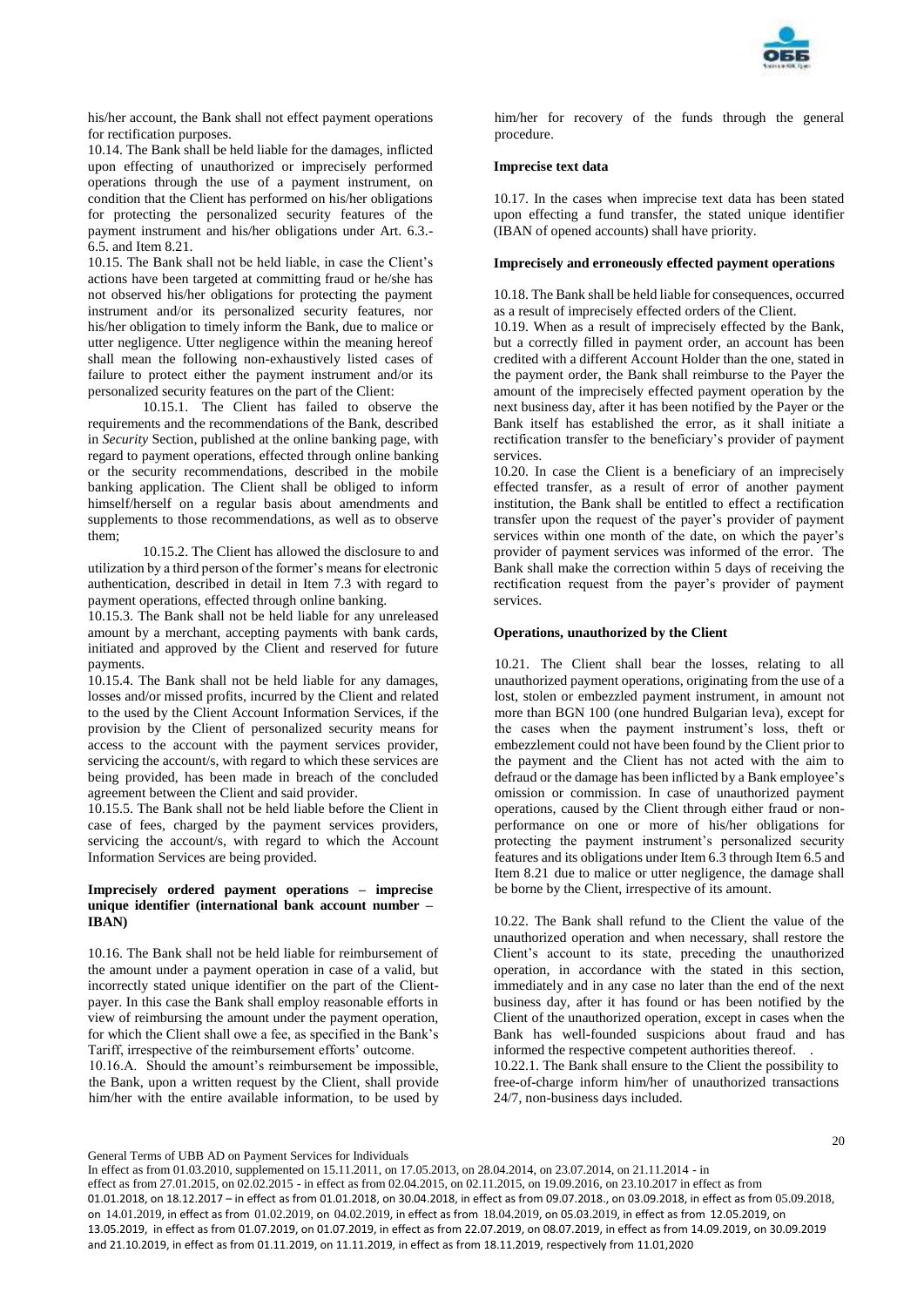his/her account, the Bank shall not effect payment operations for rectification purposes.

10.14. The Bank shall be held liable for the damages, inflicted upon effecting of unauthorized or imprecisely performed operations through the use of a payment instrument, on condition that the Client has performed on his/her obligations for protecting the personalized security features of the payment instrument and his/her obligations under Art. 6.3.-6.5. and Item 8.21.

10.15. The Bank shall not be held liable, in case the Client's actions have been targeted at committing fraud or he/she has not observed his/her obligations for protecting the payment instrument and/or its personalized security features, nor his/her obligation to timely inform the Bank, due to malice or utter negligence. Utter negligence within the meaning hereof shall mean the following non-exhaustively listed cases of failure to protect either the payment instrument and/or its personalized security features on the part of the Client:

10.15.1. The Client has failed to observe the requirements and the recommendations of the Bank, described in *Security* Section, published at the online banking page, with regard to payment operations, effected through online banking or the security recommendations, described in the mobile banking application. The Client shall be obliged to inform himself/herself on a regular basis about amendments and supplements to those recommendations, as well as to observe them;

10.15.2. The Client has allowed the disclosure to and utilization by a third person of the former's means for electronic authentication, described in detail in Item 7.3 with regard to payment operations, effected through online banking.

10.15.3. The Bank shall not be held liable for any unreleased amount by a merchant, accepting payments with bank cards, initiated and approved by the Client and reserved for future payments.

10.15.4. The Bank shall not be held liable for any damages, losses and/or missed profits, incurred by the Client and related to the used by the Client Account Information Services, if the provision by the Client of personalized security means for access to the account with the payment services provider, servicing the account/s, with regard to which these services are being provided, has been made in breach of the concluded agreement between the Client and said provider.

10.15.5. The Bank shall not be held liable before the Client in case of fees, charged by the payment services providers, servicing the account/s, with regard to which the Account Information Services are being provided.

**Imprecisely ordered payment operations – imprecise unique identifier (international bank account number – IBAN)**

10.16. The Bank shall not be held liable for reimbursement of the amount under a payment operation in case of a valid, but incorrectly stated unique identifier on the part of the Client-payer. In this case the Bank shall employ reasonable efforts in view of reimbursing the amount under the payment operation, for which the Client shall owe a fee, as specified in the Bank's Tariff, irrespective of the reimbursement efforts' outcome.

10.16.A. Should the amount's reimbursement be impossible, the Bank, upon a written request by the Client, shall provide him/her with the entire available information, to be used by him/her for recovery of the funds through the general procedure.

**Imprecise text data**

10.17. In the cases when imprecise text data has been stated upon effecting a fund transfer, the stated unique identifier (IBAN of opened accounts) shall have priority.

**Imprecisely and erroneously effected payment operations**

10.18. The Bank shall be held liable for consequences, occurred as a result of imprecisely effected orders of the Client.

10.19. When as a result of imprecisely effected by the Bank, but a correctly filled in payment order, an account has been credited with a different Account Holder than the one, stated in the payment order, the Bank shall reimburse to the Payer the amount of the imprecisely effected payment operation by the next business day, after it has been notified by the Payer or the Bank itself has established the error, as it shall initiate a rectification transfer to the beneficiary's provider of payment services.

10.20. In case the Client is a beneficiary of an imprecisely effected transfer, as a result of error of another payment institution, the Bank shall be entitled to effect a rectification transfer upon the request of the payer's provider of payment services within one month of the date, on which the payer's provider of payment services was informed of the error. The Bank shall make the correction within 5 days of receiving the rectification request from the payer's provider of payment services.

**Operations, unauthorized by the Client**

10.21. The Client shall bear the losses, relating to all unauthorized payment operations, originating from the use of a lost, stolen or embezzled payment instrument, in amount not more than BGN 100 (one hundred Bulgarian leva), except for the cases when the payment instrument's loss, theft or embezzlement could not have been found by the Client prior to the payment and the Client has not acted with the aim to defraud or the damage has been inflicted by a Bank employee's omission or commission. In case of unauthorized payment operations, caused by the Client through either fraud or non-performance on one or more of his/her obligations for protecting the payment instrument's personalized security features and its obligations under Item 6.3 through Item 6.5 and Item 8.21 due to malice or utter negligence, the damage shall be borne by the Client, irrespective of its amount.

10.22. The Bank shall refund to the Client the value of the unauthorized operation and when necessary, shall restore the Client's account to its state, preceding the unauthorized operation, in accordance with the stated in this section, immediately and in any case no later than the end of the next business day, after it has found or has been notified by the Client of the unauthorized operation, except in cases when the Bank has well-founded suspicions about fraud and has informed the respective competent authorities thereof. .

10.22.1. The Bank shall ensure to the Client the possibility to free-of-charge inform him/her of unauthorized transactions 24/7, non-business days included.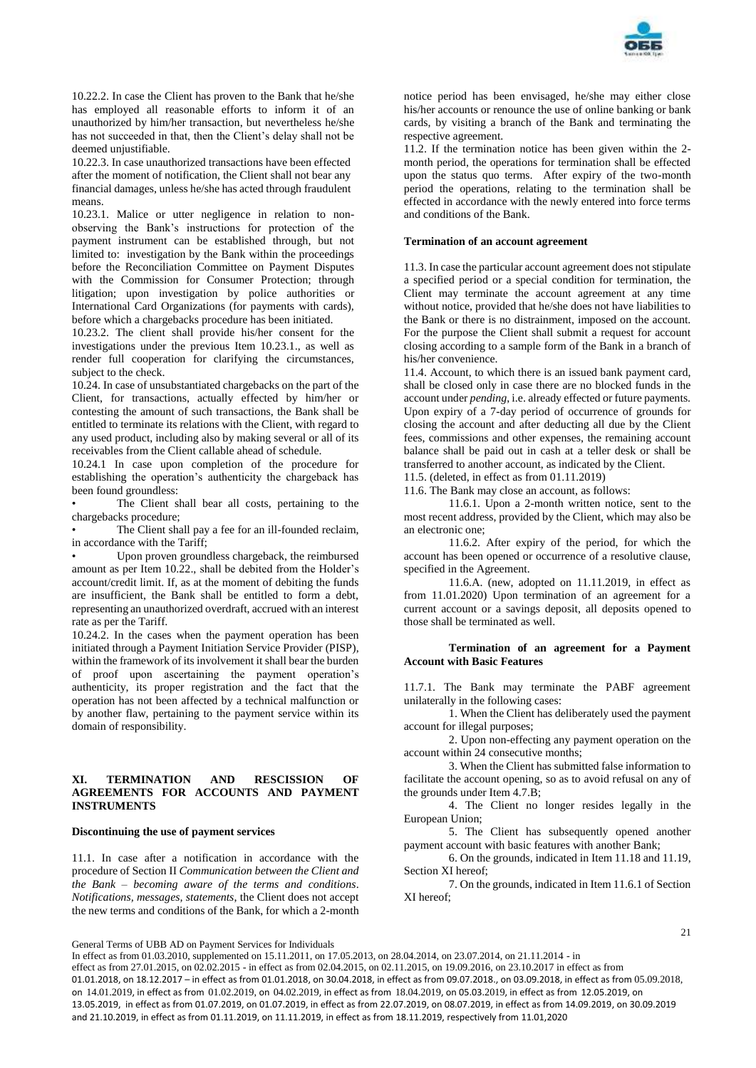10.22.2. In case the Client has proven to the Bank that he/she has employed all reasonable efforts to inform it of an unauthorized by him/her transaction, but nevertheless he/she has not succeeded in that, then the Client's delay shall not be deemed unjustifiable.

10.22.3. In case unauthorized transactions have been effected after the moment of notification, the Client shall not bear any financial damages, unless he/she has acted through fraudulent means.

10.23.1. Malice or utter negligence in relation to non-observing the Bank's instructions for protection of the payment instrument can be established through, but not limited to: investigation by the Bank within the proceedings before the Reconciliation Committee on Payment Disputes with the Commission for Consumer Protection; through litigation; upon investigation by police authorities or International Card Organizations (for payments with cards), before which a chargebacks procedure has been initiated.

10.23.2. The client shall provide his/her consent for the investigations under the previous Item 10.23.1., as well as render full cooperation for clarifying the circumstances, subject to the check.

10.24. In case of unsubstantiated chargebacks on the part of the Client, for transactions, actually effected by him/her or contesting the amount of such transactions, the Bank shall be entitled to terminate its relations with the Client, with regard to any used product, including also by making several or all of its receivables from the Client callable ahead of schedule.

10.24.1 In case upon completion of the procedure for establishing the operation's authenticity the chargeback has been found groundless:

- The Client shall bear all costs, pertaining to the chargebacks procedure;
- The Client shall pay a fee for an ill-founded reclaim, in accordance with the Tariff;
- Upon proven groundless chargeback, the reimbursed amount as per Item 10.22., shall be debited from the Holder's account/credit limit. If, as at the moment of debiting the funds are insufficient, the Bank shall be entitled to form a debt, representing an unauthorized overdraft, accrued with an interest rate as per the Tariff.

10.24.2. In the cases when the payment operation has been initiated through a Payment Initiation Service Provider (PISP), within the framework of its involvement it shall bear the burden of proof upon ascertaining the payment operation's authenticity, its proper registration and the fact that the operation has not been affected by a technical malfunction or by another flaw, pertaining to the payment service within its domain of responsibility.

## XI. TERMINATION AND RESCISSION OF AGREEMENTS FOR ACCOUNTS AND PAYMENT INSTRUMENTS

**Discontinuing the use of payment services**

11.1. In case after a notification in accordance with the procedure of Section II *Communication between the Client and the Bank – becoming aware of the terms and conditions. Notifications, messages, statements*, the Client does not accept the new terms and conditions of the Bank, for which a 2-month notice period has been envisaged, he/she may either close his/her accounts or renounce the use of online banking or bank cards, by visiting a branch of the Bank and terminating the respective agreement.

11.2. If the termination notice has been given within the 2-month period, the operations for termination shall be effected upon the status quo terms. After expiry of the two-month period the operations, relating to the termination shall be effected in accordance with the newly entered into force terms and conditions of the Bank.

**Termination of an account agreement**

11.3. In case the particular account agreement does not stipulate a specified period or a special condition for termination, the Client may terminate the account agreement at any time without notice, provided that he/she does not have liabilities to the Bank or there is no distrainment, imposed on the account. For the purpose the Client shall submit a request for account closing according to a sample form of the Bank in a branch of his/her convenience.

11.4. Account, to which there is an issued bank payment card, shall be closed only in case there are no blocked funds in the account under *pending*, i.e. already effected or future payments. Upon expiry of a 7-day period of occurrence of grounds for closing the account and after deducting all due by the Client fees, commissions and other expenses, the remaining account balance shall be paid out in cash at a teller desk or shall be transferred to another account, as indicated by the Client.

11.5. (deleted, in effect as from 01.11.2019)

11.6. The Bank may close an account, as follows:

11.6.1. Upon a 2-month written notice, sent to the most recent address, provided by the Client, which may also be an electronic one;

11.6.2. After expiry of the period, for which the account has been opened or occurrence of a resolutive clause, specified in the Agreement.

11.6.A. (new, adopted on 11.11.2019, in effect as from 11.01.2020) Upon termination of an agreement for a current account or a savings deposit, all deposits opened to those shall be terminated as well.

**Termination of an agreement for a Payment Account with Basic Features**

11.7.1. The Bank may terminate the PABF agreement unilaterally in the following cases:

1. When the Client has deliberately used the payment account for illegal purposes;
2. Upon non-effecting any payment operation on the account within 24 consecutive months;
3. When the Client has submitted false information to facilitate the account opening, so as to avoid refusal on any of the grounds under Item 4.7.B;
4. The Client no longer resides legally in the European Union;
5. The Client has subsequently opened another payment account with basic features with another Bank;
6. On the grounds, indicated in Item 11.18 and 11.19, Section XI hereof;
7. On the grounds, indicated in Item 11.6.1 of Section XI hereof;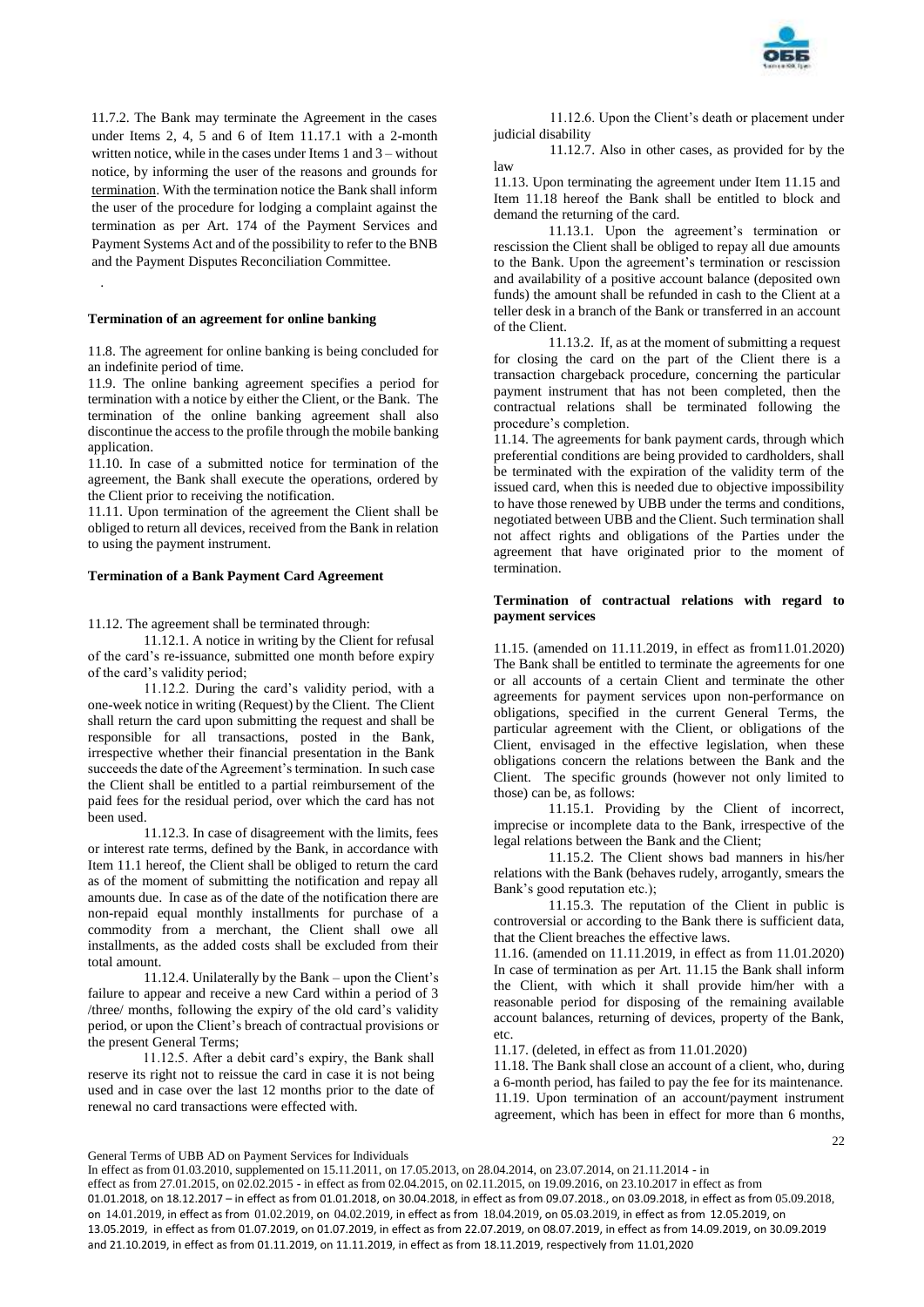11.7.2. The Bank may terminate the Agreement in the cases under Items 2, 4, 5 and 6 of Item 11.17.1 with a 2-month written notice, while in the cases under Items 1 and 3 – without notice, by informing the user of the reasons and grounds for termination. With the termination notice the Bank shall inform the user of the procedure for lodging a complaint against the termination as per Art. 174 of the Payment Services and Payment Systems Act and of the possibility to refer to the BNB and the Payment Disputes Reconciliation Committee.

.

**Termination of an agreement for online banking**

11.8. The agreement for online banking is being concluded for an indefinite period of time.

11.9. The online banking agreement specifies a period for termination with a notice by either the Client, or the Bank. The termination of the online banking agreement shall also discontinue the access to the profile through the mobile banking application.

11.10. In case of a submitted notice for termination of the agreement, the Bank shall execute the operations, ordered by the Client prior to receiving the notification.

11.11. Upon termination of the agreement the Client shall be obliged to return all devices, received from the Bank in relation to using the payment instrument.

**Termination of a Bank Payment Card Agreement**

11.12. The agreement shall be terminated through:

11.12.1. A notice in writing by the Client for refusal of the card's re-issuance, submitted one month before expiry of the card's validity period;

11.12.2. During the card's validity period, with a one-week notice in writing (Request) by the Client. The Client shall return the card upon submitting the request and shall be responsible for all transactions, posted in the Bank, irrespective whether their financial presentation in the Bank succeeds the date of the Agreement's termination. In such case the Client shall be entitled to a partial reimbursement of the paid fees for the residual period, over which the card has not been used.

11.12.3. In case of disagreement with the limits, fees or interest rate terms, defined by the Bank, in accordance with Item 11.1 hereof, the Client shall be obliged to return the card as of the moment of submitting the notification and repay all amounts due. In case as of the date of the notification there are non-repaid equal monthly installments for purchase of a commodity from a merchant, the Client shall owe all installments, as the added costs shall be excluded from their total amount.

11.12.4. Unilaterally by the Bank – upon the Client's failure to appear and receive a new Card within a period of 3 /three/ months, following the expiry of the old card's validity period, or upon the Client's breach of contractual provisions or the present General Terms;

11.12.5. After a debit card's expiry, the Bank shall reserve its right not to reissue the card in case it is not being used and in case over the last 12 months prior to the date of renewal no card transactions were effected with.

11.12.6. Upon the Client's death or placement under judicial disability

11.12.7. Also in other cases, as provided for by the law

11.13. Upon terminating the agreement under Item 11.15 and Item 11.18 hereof the Bank shall be entitled to block and demand the returning of the card.

11.13.1. Upon the agreement's termination or rescission the Client shall be obliged to repay all due amounts to the Bank. Upon the agreement's termination or rescission and availability of a positive account balance (deposited own funds) the amount shall be refunded in cash to the Client at a teller desk in a branch of the Bank or transferred in an account of the Client.

11.13.2. If, as at the moment of submitting a request for closing the card on the part of the Client there is a transaction chargeback procedure, concerning the particular payment instrument that has not been completed, then the contractual relations shall be terminated following the procedure's completion.

11.14. The agreements for bank payment cards, through which preferential conditions are being provided to cardholders, shall be terminated with the expiration of the validity term of the issued card, when this is needed due to objective impossibility to have those renewed by UBB under the terms and conditions, negotiated between UBB and the Client. Such termination shall not affect rights and obligations of the Parties under the agreement that have originated prior to the moment of termination.

**Termination of contractual relations with regard to payment services**

11.15. (amended on 11.11.2019, in effect as from11.01.2020) The Bank shall be entitled to terminate the agreements for one or all accounts of a certain Client and terminate the other agreements for payment services upon non-performance on obligations, specified in the current General Terms, the particular agreement with the Client, or obligations of the Client, envisaged in the effective legislation, when these obligations concern the relations between the Bank and the Client. The specific grounds (however not only limited to those) can be, as follows:

11.15.1. Providing by the Client of incorrect, imprecise or incomplete data to the Bank, irrespective of the legal relations between the Bank and the Client;

11.15.2. The Client shows bad manners in his/her relations with the Bank (behaves rudely, arrogantly, smears the Bank's good reputation etc.);

11.15.3. The reputation of the Client in public is controversial or according to the Bank there is sufficient data, that the Client breaches the effective laws.

11.16. (amended on 11.11.2019, in effect as from 11.01.2020) In case of termination as per Art. 11.15 the Bank shall inform the Client, with which it shall provide him/her with a reasonable period for disposing of the remaining available account balances, returning of devices, property of the Bank, etc.

11.17. (deleted, in effect as from 11.01.2020)

11.18. The Bank shall close an account of a client, who, during a 6-month period, has failed to pay the fee for its maintenance.

11.19. Upon termination of an account/payment instrument agreement, which has been in effect for more than 6 months,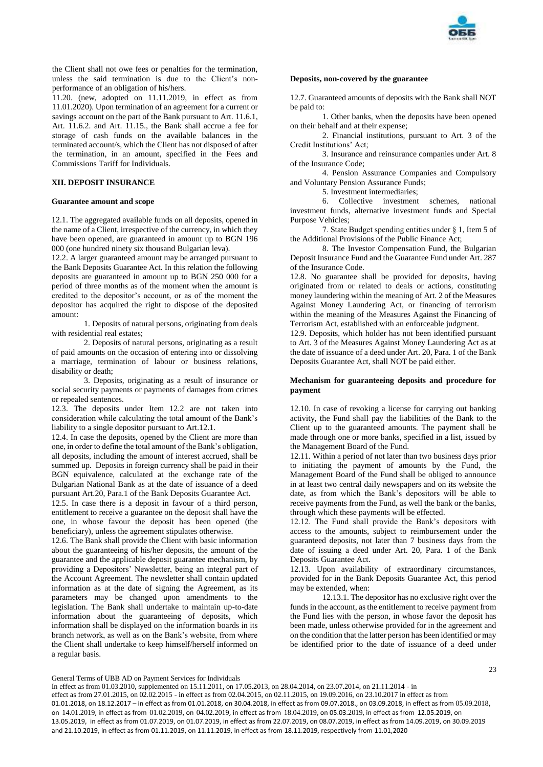the Client shall not owe fees or penalties for the termination, unless the said termination is due to the Client's non-performance of an obligation of his/hers.

11.20. (new, adopted on 11.11.2019, in effect as from 11.01.2020). Upon termination of an agreement for a current or savings account on the part of the Bank pursuant to Art. 11.6.1, Art. 11.6.2. and Art. 11.15., the Bank shall accrue a fee for storage of cash funds on the available balances in the terminated account/s, which the Client has not disposed of after the termination, in an amount, specified in the Fees and Commissions Tariff for Individuals.

## XII. DEPOSIT INSURANCE

### Guarantee amount and scope

12.1. The aggregated available funds on all deposits, opened in the name of a Client, irrespective of the currency, in which they have been opened, are guaranteed in amount up to BGN 196 000 (one hundred ninety six thousand Bulgarian leva).

12.2. A larger guaranteed amount may be arranged pursuant to the Bank Deposits Guarantee Act. In this relation the following deposits are guaranteed in amount up to BGN 250 000 for a period of three months as of the moment when the amount is credited to the depositor's account, or as of the moment the depositor has acquired the right to dispose of the deposited amount:

1. Deposits of natural persons, originating from deals with residential real estates;
2. Deposits of natural persons, originating as a result of paid amounts on the occasion of entering into or dissolving a marriage, termination of labour or business relations, disability or death;
3. Deposits, originating as a result of insurance or social security payments or payments of damages from crimes or repealed sentences.

12.3. The deposits under Item 12.2 are not taken into consideration while calculating the total amount of the Bank's liability to a single depositor pursuant to Art.12.1.

12.4. In case the deposits, opened by the Client are more than one, in order to define the total amount of the Bank's obligation, all deposits, including the amount of interest accrued, shall be summed up. Deposits in foreign currency shall be paid in their BGN equivalence, calculated at the exchange rate of the Bulgarian National Bank as at the date of issuance of a deed pursuant Art.20, Para.1 of the Bank Deposits Guarantee Act.

12.5. In case there is a deposit in favour of a third person, entitlement to receive a guarantee on the deposit shall have the one, in whose favour the deposit has been opened (the beneficiary), unless the agreement stipulates otherwise.

12.6. The Bank shall provide the Client with basic information about the guaranteeing of his/her deposits, the amount of the guarantee and the applicable deposit guarantee mechanism, by providing a Depositors' Newsletter, being an integral part of the Account Agreement. The newsletter shall contain updated information as at the date of signing the Agreement, as its parameters may be changed upon amendments to the legislation. The Bank shall undertake to maintain up-to-date information about the guaranteeing of deposits, which information shall be displayed on the information boards in its branch network, as well as on the Bank's website, from where the Client shall undertake to keep himself/herself informed on a regular basis.

### Deposits, non-covered by the guarantee

12.7. Guaranteed amounts of deposits with the Bank shall NOT be paid to:

1. Other banks, when the deposits have been opened on their behalf and at their expense;
2. Financial institutions, pursuant to Art. 3 of the Credit Institutions' Act;
3. Insurance and reinsurance companies under Art. 8 of the Insurance Code;
4. Pension Assurance Companies and Compulsory and Voluntary Pension Assurance Funds;
5. Investment intermediaries;
6. Collective investment schemes, national investment funds, alternative investment funds and Special Purpose Vehicles;
7. State Budget spending entities under § 1, Item 5 of the Additional Provisions of the Public Finance Act;
8. The Investor Compensation Fund, the Bulgarian Deposit Insurance Fund and the Guarantee Fund under Art. 287 of the Insurance Code.

12.8. No guarantee shall be provided for deposits, having originated from or related to deals or actions, constituting money laundering within the meaning of Art. 2 of the Measures Against Money Laundering Act, or financing of terrorism within the meaning of the Measures Against the Financing of Terrorism Act, established with an enforceable judgment.

12.9. Deposits, which holder has not been identified pursuant to Art. 3 of the Measures Against Money Laundering Act as at the date of issuance of a deed under Art. 20, Para. 1 of the Bank Deposits Guarantee Act, shall NOT be paid either.

### Mechanism for guaranteeing deposits and procedure for payment

12.10. In case of revoking a license for carrying out banking activity, the Fund shall pay the liabilities of the Bank to the Client up to the guaranteed amounts. The payment shall be made through one or more banks, specified in a list, issued by the Management Board of the Fund.

12.11. Within a period of not later than two business days prior to initiating the payment of amounts by the Fund, the Management Board of the Fund shall be obliged to announce in at least two central daily newspapers and on its website the date, as from which the Bank's depositors will be able to receive payments from the Fund, as well the bank or the banks, through which these payments will be effected.

12.12. The Fund shall provide the Bank's depositors with access to the amounts, subject to reimbursement under the guaranteed deposits, not later than 7 business days from the date of issuing a deed under Art. 20, Para. 1 of the Bank Deposits Guarantee Act.

12.13. Upon availability of extraordinary circumstances, provided for in the Bank Deposits Guarantee Act, this period may be extended, when:

12.13.1. The depositor has no exclusive right over the funds in the account, as the entitlement to receive payment from the Fund lies with the person, in whose favor the deposit has been made, unless otherwise provided for in the agreement and on the condition that the latter person has been identified or may be identified prior to the date of issuance of a deed under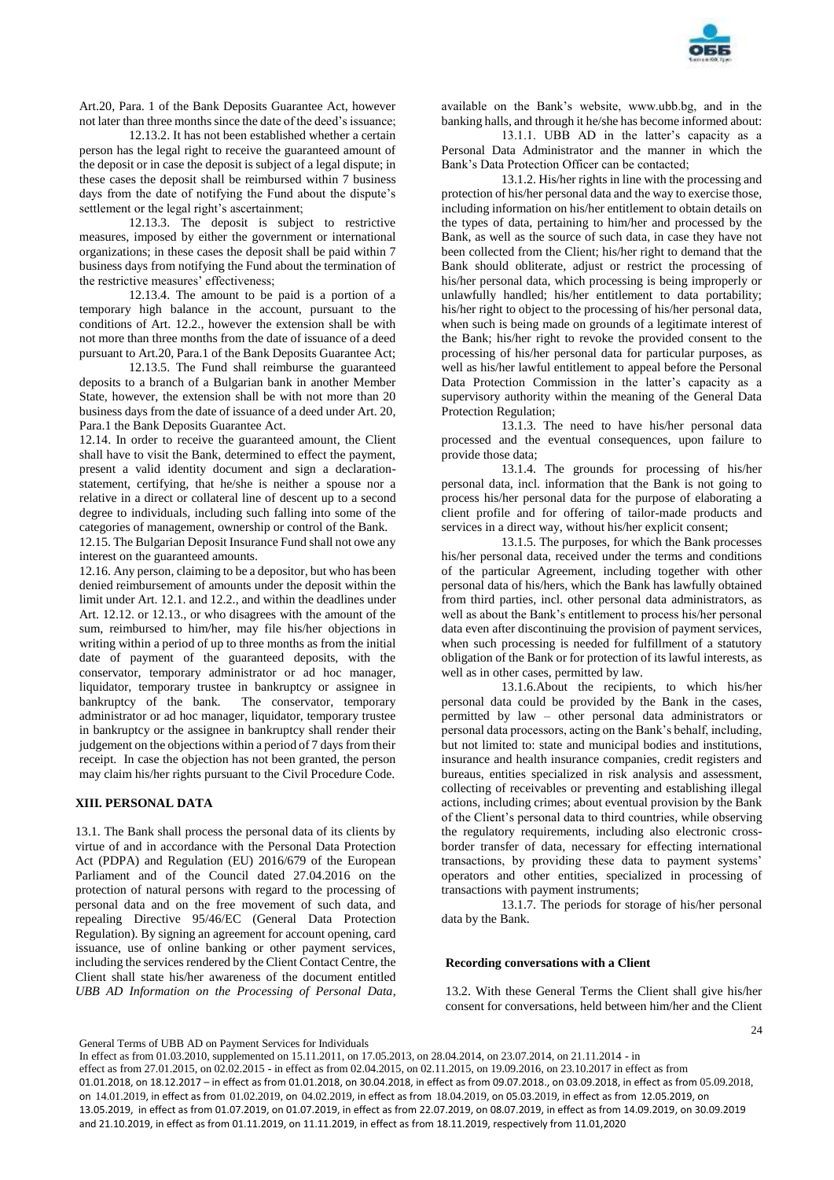Art.20, Para. 1 of the Bank Deposits Guarantee Act, however not later than three months since the date of the deed's issuance;

12.13.2. It has not been established whether a certain person has the legal right to receive the guaranteed amount of the deposit or in case the deposit is subject of a legal dispute; in these cases the deposit shall be reimbursed within 7 business days from the date of notifying the Fund about the dispute's settlement or the legal right's ascertainment;

12.13.3. The deposit is subject to restrictive measures, imposed by either the government or international organizations; in these cases the deposit shall be paid within 7 business days from notifying the Fund about the termination of the restrictive measures' effectiveness;

12.13.4. The amount to be paid is a portion of a temporary high balance in the account, pursuant to the conditions of Art. 12.2., however the extension shall be with not more than three months from the date of issuance of a deed pursuant to Art.20, Para.1 of the Bank Deposits Guarantee Act;

12.13.5. The Fund shall reimburse the guaranteed deposits to a branch of a Bulgarian bank in another Member State, however, the extension shall be with not more than 20 business days from the date of issuance of a deed under Art. 20, Para.1 the Bank Deposits Guarantee Act.

12.14. In order to receive the guaranteed amount, the Client shall have to visit the Bank, determined to effect the payment, present a valid identity document and sign a declaration-statement, certifying, that he/she is neither a spouse nor a relative in a direct or collateral line of descent up to a second degree to individuals, including such falling into some of the categories of management, ownership or control of the Bank.

12.15. The Bulgarian Deposit Insurance Fund shall not owe any interest on the guaranteed amounts.

12.16. Any person, claiming to be a depositor, but who has been denied reimbursement of amounts under the deposit within the limit under Art. 12.1. and 12.2., and within the deadlines under Art. 12.12. or 12.13., or who disagrees with the amount of the sum, reimbursed to him/her, may file his/her objections in writing within a period of up to three months as from the initial date of payment of the guaranteed deposits, with the conservator, temporary administrator or ad hoc manager, liquidator, temporary trustee in bankruptcy or assignee in bankruptcy of the bank. The conservator, temporary administrator or ad hoc manager, liquidator, temporary trustee in bankruptcy or the assignee in bankruptcy shall render their judgement on the objections within a period of 7 days from their receipt. In case the objection has not been granted, the person may claim his/her rights pursuant to the Civil Procedure Code.

## XIII. PERSONAL DATA

13.1. The Bank shall process the personal data of its clients by virtue of and in accordance with the Personal Data Protection Act (PDPA) and Regulation (EU) 2016/679 of the European Parliament and of the Council dated 27.04.2016 on the protection of natural persons with regard to the processing of personal data and on the free movement of such data, and repealing Directive 95/46/EC (General Data Protection Regulation). By signing an agreement for account opening, card issuance, use of online banking or other payment services, including the services rendered by the Client Contact Centre, the Client shall state his/her awareness of the document entitled *UBB AD Information on the Processing of Personal Data*, available on the Bank's website, www.ubb.bg, and in the banking halls, and through it he/she has become informed about:

13.1.1. UBB AD in the latter's capacity as a Personal Data Administrator and the manner in which the Bank's Data Protection Officer can be contacted;

13.1.2. His/her rights in line with the processing and protection of his/her personal data and the way to exercise those, including information on his/her entitlement to obtain details on the types of data, pertaining to him/her and processed by the Bank, as well as the source of such data, in case they have not been collected from the Client; his/her right to demand that the Bank should obliterate, adjust or restrict the processing of his/her personal data, which processing is being improperly or unlawfully handled; his/her entitlement to data portability; his/her right to object to the processing of his/her personal data, when such is being made on grounds of a legitimate interest of the Bank; his/her right to revoke the provided consent to the processing of his/her personal data for particular purposes, as well as his/her lawful entitlement to appeal before the Personal Data Protection Commission in the latter's capacity as a supervisory authority within the meaning of the General Data Protection Regulation;

13.1.3. The need to have his/her personal data processed and the eventual consequences, upon failure to provide those data;

13.1.4. The grounds for processing of his/her personal data, incl. information that the Bank is not going to process his/her personal data for the purpose of elaborating a client profile and for offering of tailor-made products and services in a direct way, without his/her explicit consent;

13.1.5. The purposes, for which the Bank processes his/her personal data, received under the terms and conditions of the particular Agreement, including together with other personal data of his/hers, which the Bank has lawfully obtained from third parties, incl. other personal data administrators, as well as about the Bank's entitlement to process his/her personal data even after discontinuing the provision of payment services, when such processing is needed for fulfillment of a statutory obligation of the Bank or for protection of its lawful interests, as well as in other cases, permitted by law.

13.1.6.About the recipients, to which his/her personal data could be provided by the Bank in the cases, permitted by law – other personal data administrators or personal data processors, acting on the Bank's behalf, including, but not limited to: state and municipal bodies and institutions, insurance and health insurance companies, credit registers and bureaus, entities specialized in risk analysis and assessment, collecting of receivables or preventing and establishing illegal actions, including crimes; about eventual provision by the Bank of the Client's personal data to third countries, while observing the regulatory requirements, including also electronic cross-border transfer of data, necessary for effecting international transactions, by providing these data to payment systems' operators and other entities, specialized in processing of transactions with payment instruments;

13.1.7. The periods for storage of his/her personal data by the Bank.

### Recording conversations with a Client

13.2. With these General Terms the Client shall give his/her consent for conversations, held between him/her and the Client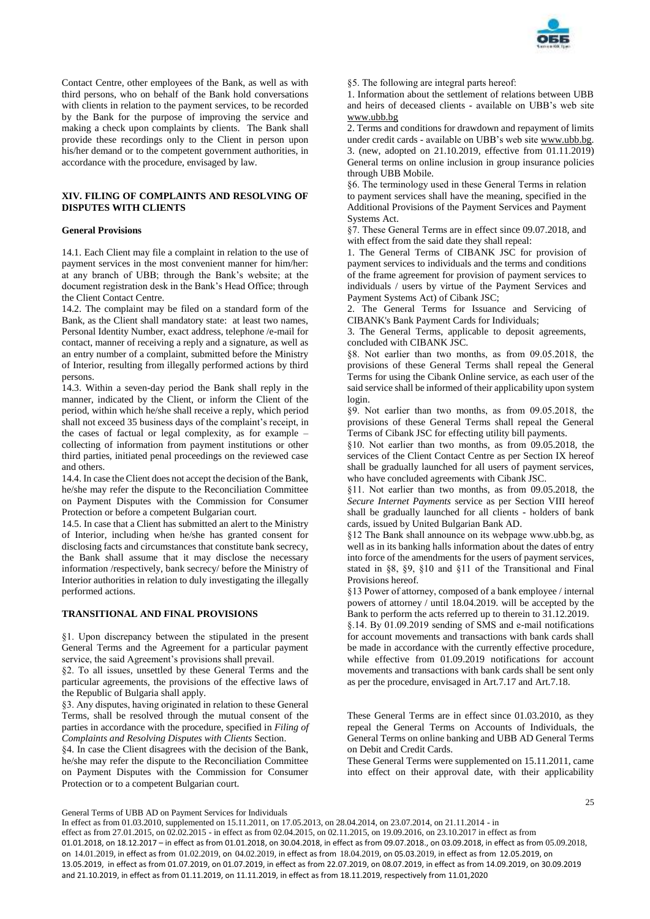Contact Centre, other employees of the Bank, as well as with third persons, who on behalf of the Bank hold conversations with clients in relation to the payment services, to be recorded by the Bank for the purpose of improving the service and making a check upon complaints by clients. The Bank shall provide these recordings only to the Client in person upon his/her demand or to the competent government authorities, in accordance with the procedure, envisaged by law.

## XIV. FILING OF COMPLAINTS AND RESOLVING OF DISPUTES WITH CLIENTS

### General Provisions

14.1. Each Client may file a complaint in relation to the use of payment services in the most convenient manner for him/her: at any branch of UBB; through the Bank's website; at the document registration desk in the Bank's Head Office; through the Client Contact Centre.

14.2. The complaint may be filed on a standard form of the Bank, as the Client shall mandatory state: at least two names, Personal Identity Number, exact address, telephone /e-mail for contact, manner of receiving a reply and a signature, as well as an entry number of a complaint, submitted before the Ministry of Interior, resulting from illegally performed actions by third persons.

14.3. Within a seven-day period the Bank shall reply in the manner, indicated by the Client, or inform the Client of the period, within which he/she shall receive a reply, which period shall not exceed 35 business days of the complaint's receipt, in the cases of factual or legal complexity, as for example – collecting of information from payment institutions or other third parties, initiated penal proceedings on the reviewed case and others.

14.4. In case the Client does not accept the decision of the Bank, he/she may refer the dispute to the Reconciliation Committee on Payment Disputes with the Commission for Consumer Protection or before a competent Bulgarian court.

14.5. In case that a Client has submitted an alert to the Ministry of Interior, including when he/she has granted consent for disclosing facts and circumstances that constitute bank secrecy, the Bank shall assume that it may disclose the necessary information /respectively, bank secrecy/ before the Ministry of Interior authorities in relation to duly investigating the illegally performed actions.

## TRANSITIONAL AND FINAL PROVISIONS

§1. Upon discrepancy between the stipulated in the present General Terms and the Agreement for a particular payment service, the said Agreement's provisions shall prevail.

§2. To all issues, unsettled by these General Terms and the particular agreements, the provisions of the effective laws of the Republic of Bulgaria shall apply.

§3. Any disputes, having originated in relation to these General Terms, shall be resolved through the mutual consent of the parties in accordance with the procedure, specified in *Filing of Complaints and Resolving Disputes with Clients* Section.

§4. In case the Client disagrees with the decision of the Bank, he/she may refer the dispute to the Reconciliation Committee on Payment Disputes with the Commission for Consumer Protection or to a competent Bulgarian court.

§5. The following are integral parts hereof:

1. Information about the settlement of relations between UBB and heirs of deceased clients - available on UBB's web site www.ubb.bg
2. Terms and conditions for drawdown and repayment of limits under credit cards - available on UBB's web site www.ubb.bg.
3. (new, adopted on 21.10.2019, effective from 01.11.2019) General terms on online inclusion in group insurance policies through UBB Mobile.

§6. The terminology used in these General Terms in relation to payment services shall have the meaning, specified in the Additional Provisions of the Payment Services and Payment Systems Act.

§7. These General Terms are in effect since 09.07.2018, and with effect from the said date they shall repeal:

1. The General Terms of CIBANK JSC for provision of payment services to individuals and the terms and conditions of the frame agreement for provision of payment services to individuals / users by virtue of the Payment Services and Payment Systems Act) of Cibank JSC;
2. The General Terms for Issuance and Servicing of CIBANK's Bank Payment Cards for Individuals;
3. The General Terms, applicable to deposit agreements, concluded with CIBANK JSC.

§8. Not earlier than two months, as from 09.05.2018, the provisions of these General Terms shall repeal the General Terms for using the Cibank Online service, as each user of the said service shall be informed of their applicability upon system login.

§9. Not earlier than two months, as from 09.05.2018, the provisions of these General Terms shall repeal the General Terms of Cibank JSC for effecting utility bill payments.

§10. Not earlier than two months, as from 09.05.2018, the services of the Client Contact Centre as per Section IX hereof shall be gradually launched for all users of payment services, who have concluded agreements with Cibank JSC.

§11. Not earlier than two months, as from 09.05.2018, the *Secure Internet Payments* service as per Section VIII hereof shall be gradually launched for all clients - holders of bank cards, issued by United Bulgarian Bank AD.

§12 The Bank shall announce on its webpage www.ubb.bg, as well as in its banking halls information about the dates of entry into force of the amendments for the users of payment services, stated in §8, §9, §10 and §11 of the Transitional and Final Provisions hereof.

§13 Power of attorney, composed of a bank employee / internal powers of attorney / until 18.04.2019. will be accepted by the Bank to perform the acts referred up to therein to 31.12.2019.

§.14. By 01.09.2019 sending of SMS and e-mail notifications for account movements and transactions with bank cards shall be made in accordance with the currently effective procedure, while effective from 01.09.2019 notifications for account movements and transactions with bank cards shall be sent only as per the procedure, envisaged in Art.7.17 and Art.7.18.

These General Terms are in effect since 01.03.2010, as they repeal the General Terms on Accounts of Individuals, the General Terms on online banking and UBB AD General Terms on Debit and Credit Cards.

These General Terms were supplemented on 15.11.2011, came into effect on their approval date, with their applicability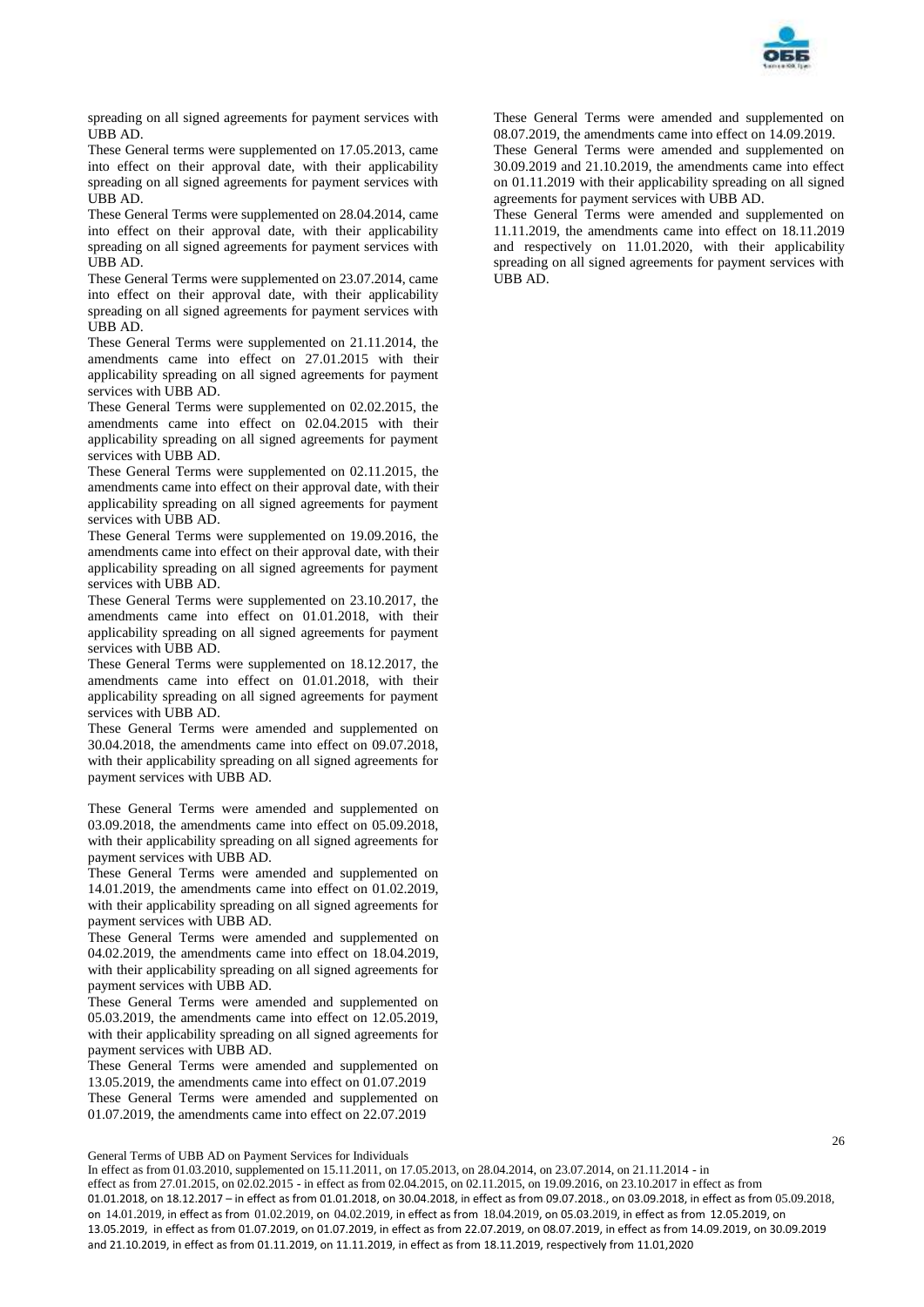spreading on all signed agreements for payment services with UBB AD.

These General terms were supplemented on 17.05.2013, came into effect on their approval date, with their applicability spreading on all signed agreements for payment services with UBB AD.

These General Terms were supplemented on 28.04.2014, came into effect on their approval date, with their applicability spreading on all signed agreements for payment services with UBB AD.

These General Terms were supplemented on 23.07.2014, came into effect on their approval date, with their applicability spreading on all signed agreements for payment services with UBB AD.

These General Terms were supplemented on 21.11.2014, the amendments came into effect on 27.01.2015 with their applicability spreading on all signed agreements for payment services with UBB AD.

These General Terms were supplemented on 02.02.2015, the amendments came into effect on 02.04.2015 with their applicability spreading on all signed agreements for payment services with UBB AD.

These General Terms were supplemented on 02.11.2015, the amendments came into effect on their approval date, with their applicability spreading on all signed agreements for payment services with UBB AD.

These General Terms were supplemented on 19.09.2016, the amendments came into effect on their approval date, with their applicability spreading on all signed agreements for payment services with UBB AD.

These General Terms were supplemented on 23.10.2017, the amendments came into effect on 01.01.2018, with their applicability spreading on all signed agreements for payment services with UBB AD.

These General Terms were supplemented on 18.12.2017, the amendments came into effect on 01.01.2018, with their applicability spreading on all signed agreements for payment services with UBB AD.

These General Terms were amended and supplemented on 30.04.2018, the amendments came into effect on 09.07.2018, with their applicability spreading on all signed agreements for payment services with UBB AD.

These General Terms were amended and supplemented on 03.09.2018, the amendments came into effect on 05.09.2018, with their applicability spreading on all signed agreements for payment services with UBB AD.

These General Terms were amended and supplemented on 14.01.2019, the amendments came into effect on 01.02.2019, with their applicability spreading on all signed agreements for payment services with UBB AD.

These General Terms were amended and supplemented on 04.02.2019, the amendments came into effect on 18.04.2019, with their applicability spreading on all signed agreements for payment services with UBB AD.

These General Terms were amended and supplemented on 05.03.2019, the amendments came into effect on 12.05.2019, with their applicability spreading on all signed agreements for payment services with UBB AD.

These General Terms were amended and supplemented on 13.05.2019, the amendments came into effect on 01.07.2019

These General Terms were amended and supplemented on 01.07.2019, the amendments came into effect on 22.07.2019

These General Terms were amended and supplemented on 08.07.2019, the amendments came into effect on 14.09.2019.

These General Terms were amended and supplemented on 30.09.2019 and 21.10.2019, the amendments came into effect on 01.11.2019 with their applicability spreading on all signed agreements for payment services with UBB AD.

These General Terms were amended and supplemented on 11.11.2019, the amendments came into effect on 18.11.2019 and respectively on 11.01.2020, with their applicability spreading on all signed agreements for payment services with UBB AD.